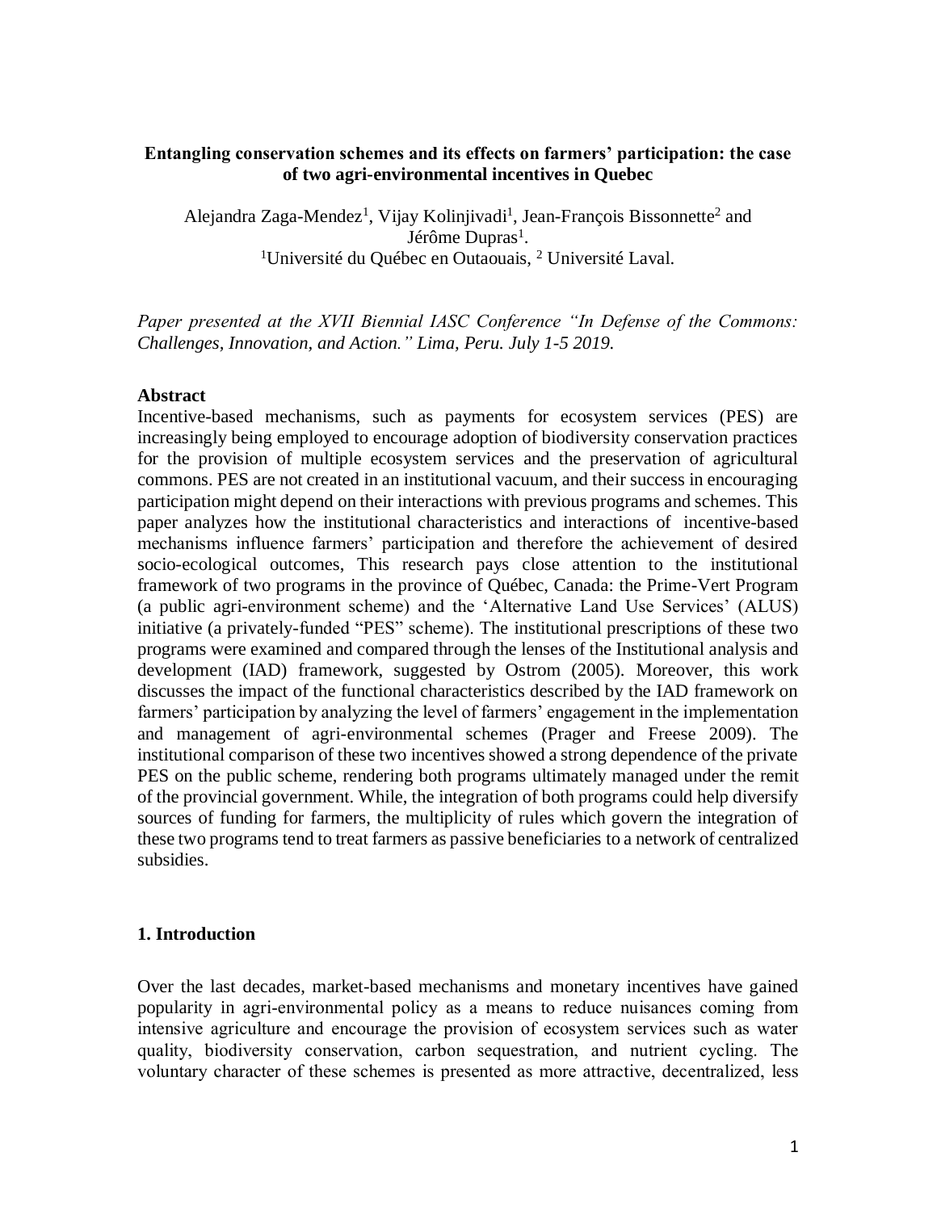**Entangling conservation schemes and its effects on farmers' participation: the case of two agri-environmental incentives in Quebec**

Alejandra Zaga-Mendez[1], Vijay Kolinjivadi[1], Jean-François Bissonnette[2] and Jérôme Dupras[1].
[1]Université du Québec en Outaouais, [2] Université Laval.

*Paper presented at the XVII Biennial IASC Conference "In Defense of the Commons: Challenges, Innovation, and Action." Lima, Peru. July 1-5 2019.*

**Abstract**

Incentive-based mechanisms, such as payments for ecosystem services (PES) are increasingly being employed to encourage adoption of biodiversity conservation practices for the provision of multiple ecosystem services and the preservation of agricultural commons. PES are not created in an institutional vacuum, and their success in encouraging participation might depend on their interactions with previous programs and schemes. This paper analyzes how the institutional characteristics and interactions of incentive-based mechanisms influence farmers' participation and therefore the achievement of desired socio-ecological outcomes, This research pays close attention to the institutional framework of two programs in the province of Québec, Canada: the Prime-Vert Program (a public agri-environment scheme) and the 'Alternative Land Use Services' (ALUS) initiative (a privately-funded "PES" scheme). The institutional prescriptions of these two programs were examined and compared through the lenses of the Institutional analysis and development (IAD) framework, suggested by Ostrom (2005). Moreover, this work discusses the impact of the functional characteristics described by the IAD framework on farmers' participation by analyzing the level of farmers' engagement in the implementation and management of agri-environmental schemes (Prager and Freese 2009). The institutional comparison of these two incentives showed a strong dependence of the private PES on the public scheme, rendering both programs ultimately managed under the remit of the provincial government. While, the integration of both programs could help diversify sources of funding for farmers, the multiplicity of rules which govern the integration of these two programs tend to treat farmers as passive beneficiaries to a network of centralized subsidies.

## 1. Introduction

Over the last decades, market-based mechanisms and monetary incentives have gained popularity in agri-environmental policy as a means to reduce nuisances coming from intensive agriculture and encourage the provision of ecosystem services such as water quality, biodiversity conservation, carbon sequestration, and nutrient cycling. The voluntary character of these schemes is presented as more attractive, decentralized, less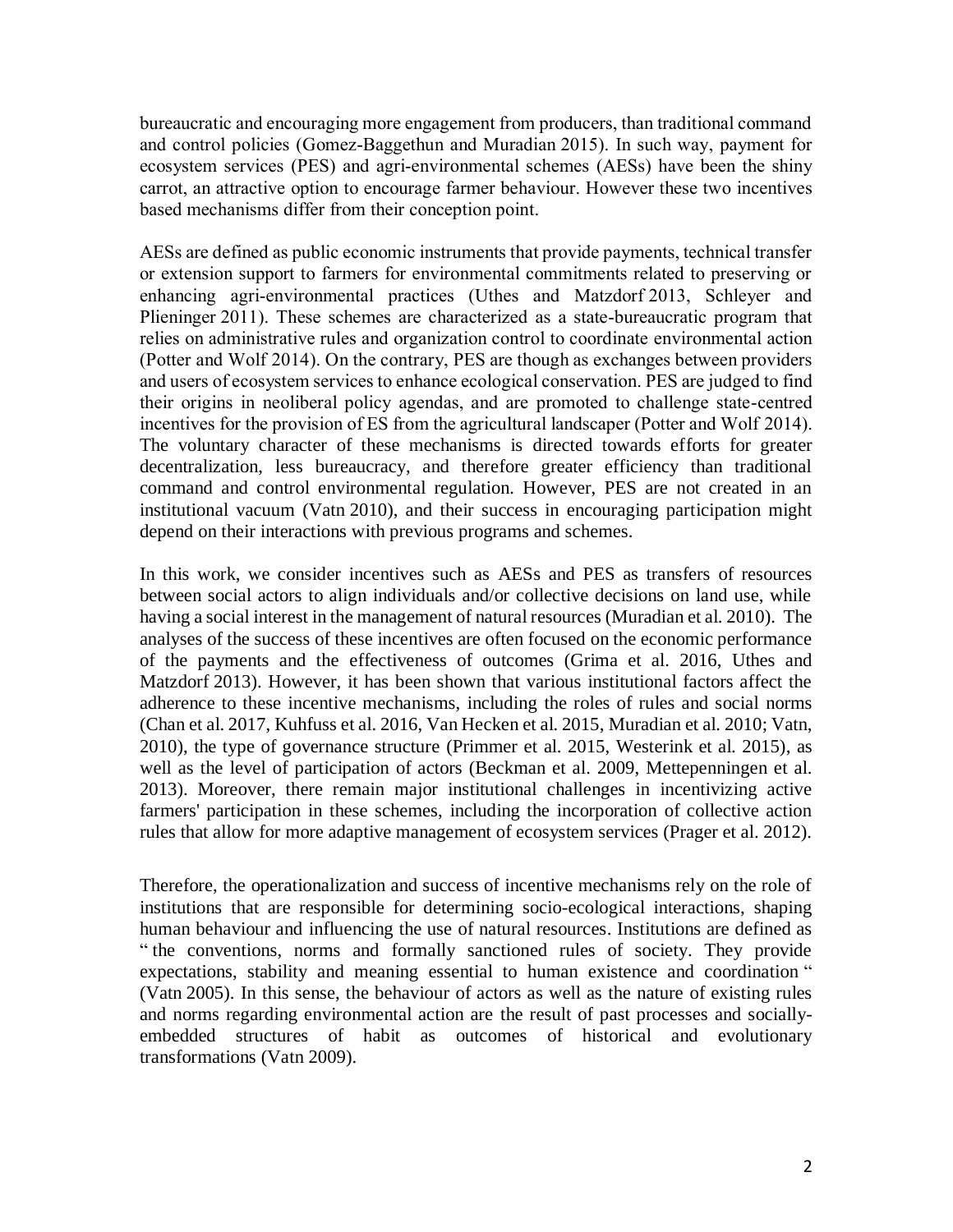bureaucratic and encouraging more engagement from producers, than traditional command and control policies (Gomez-Baggethun and Muradian 2015). In such way, payment for ecosystem services (PES) and agri-environmental schemes (AESs) have been the shiny carrot, an attractive option to encourage farmer behaviour. However these two incentives based mechanisms differ from their conception point.

AESs are defined as public economic instruments that provide payments, technical transfer or extension support to farmers for environmental commitments related to preserving or enhancing agri-environmental practices (Uthes and Matzdorf 2013, Schleyer and Plieninger 2011). These schemes are characterized as a state-bureaucratic program that relies on administrative rules and organization control to coordinate environmental action (Potter and Wolf 2014). On the contrary, PES are though as exchanges between providers and users of ecosystem services to enhance ecological conservation. PES are judged to find their origins in neoliberal policy agendas, and are promoted to challenge state-centred incentives for the provision of ES from the agricultural landscaper (Potter and Wolf 2014). The voluntary character of these mechanisms is directed towards efforts for greater decentralization, less bureaucracy, and therefore greater efficiency than traditional command and control environmental regulation. However, PES are not created in an institutional vacuum (Vatn 2010), and their success in encouraging participation might depend on their interactions with previous programs and schemes.

In this work, we consider incentives such as AESs and PES as transfers of resources between social actors to align individuals and/or collective decisions on land use, while having a social interest in the management of natural resources (Muradian et al. 2010). The analyses of the success of these incentives are often focused on the economic performance of the payments and the effectiveness of outcomes (Grima et al. 2016, Uthes and Matzdorf 2013). However, it has been shown that various institutional factors affect the adherence to these incentive mechanisms, including the roles of rules and social norms (Chan et al. 2017, Kuhfuss et al. 2016, Van Hecken et al. 2015, Muradian et al. 2010; Vatn, 2010), the type of governance structure (Primmer et al. 2015, Westerink et al. 2015), as well as the level of participation of actors (Beckman et al. 2009, Mettepenningen et al. 2013). Moreover, there remain major institutional challenges in incentivizing active farmers' participation in these schemes, including the incorporation of collective action rules that allow for more adaptive management of ecosystem services (Prager et al. 2012).

Therefore, the operationalization and success of incentive mechanisms rely on the role of institutions that are responsible for determining socio-ecological interactions, shaping human behaviour and influencing the use of natural resources. Institutions are defined as " the conventions, norms and formally sanctioned rules of society. They provide expectations, stability and meaning essential to human existence and coordination " (Vatn 2005). In this sense, the behaviour of actors as well as the nature of existing rules and norms regarding environmental action are the result of past processes and socially-embedded structures of habit as outcomes of historical and evolutionary transformations (Vatn 2009).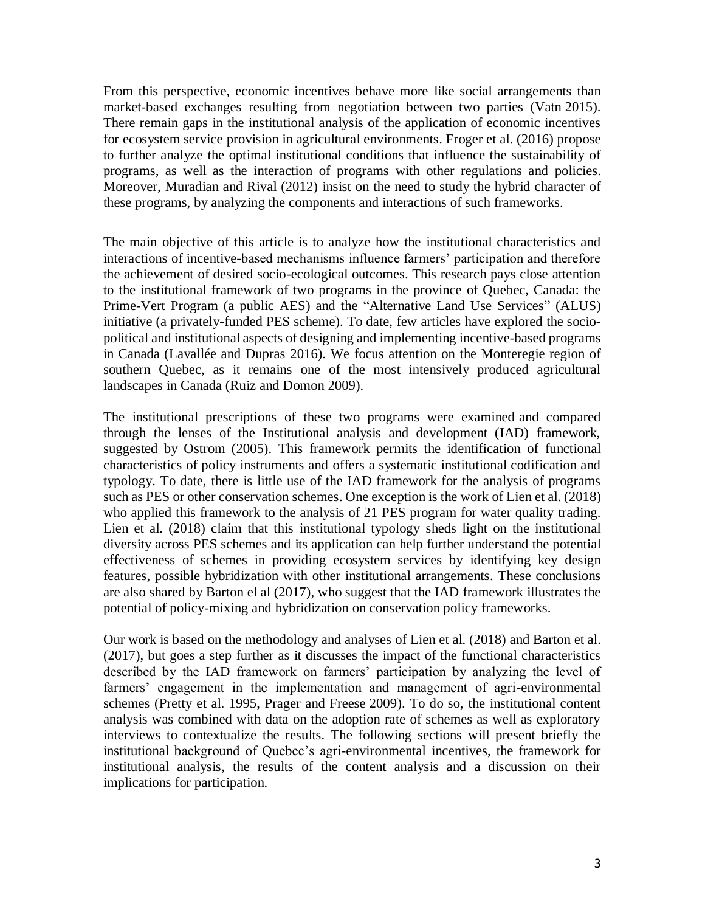From this perspective, economic incentives behave more like social arrangements than market-based exchanges resulting from negotiation between two parties (Vatn 2015). There remain gaps in the institutional analysis of the application of economic incentives for ecosystem service provision in agricultural environments. Froger et al. (2016) propose to further analyze the optimal institutional conditions that influence the sustainability of programs, as well as the interaction of programs with other regulations and policies. Moreover, Muradian and Rival (2012) insist on the need to study the hybrid character of these programs, by analyzing the components and interactions of such frameworks.

The main objective of this article is to analyze how the institutional characteristics and interactions of incentive-based mechanisms influence farmers' participation and therefore the achievement of desired socio-ecological outcomes. This research pays close attention to the institutional framework of two programs in the province of Quebec, Canada: the Prime-Vert Program (a public AES) and the "Alternative Land Use Services" (ALUS) initiative (a privately-funded PES scheme). To date, few articles have explored the socio-political and institutional aspects of designing and implementing incentive-based programs in Canada (Lavallée and Dupras 2016). We focus attention on the Monteregie region of southern Quebec, as it remains one of the most intensively produced agricultural landscapes in Canada (Ruiz and Domon 2009).

The institutional prescriptions of these two programs were examined and compared through the lenses of the Institutional analysis and development (IAD) framework, suggested by Ostrom (2005). This framework permits the identification of functional characteristics of policy instruments and offers a systematic institutional codification and typology. To date, there is little use of the IAD framework for the analysis of programs such as PES or other conservation schemes. One exception is the work of Lien et al. (2018) who applied this framework to the analysis of 21 PES program for water quality trading. Lien et al. (2018) claim that this institutional typology sheds light on the institutional diversity across PES schemes and its application can help further understand the potential effectiveness of schemes in providing ecosystem services by identifying key design features, possible hybridization with other institutional arrangements. These conclusions are also shared by Barton el al (2017), who suggest that the IAD framework illustrates the potential of policy-mixing and hybridization on conservation policy frameworks.

Our work is based on the methodology and analyses of Lien et al. (2018) and Barton et al. (2017), but goes a step further as it discusses the impact of the functional characteristics described by the IAD framework on farmers' participation by analyzing the level of farmers' engagement in the implementation and management of agri-environmental schemes (Pretty et al. 1995, Prager and Freese 2009). To do so, the institutional content analysis was combined with data on the adoption rate of schemes as well as exploratory interviews to contextualize the results. The following sections will present briefly the institutional background of Quebec's agri-environmental incentives, the framework for institutional analysis, the results of the content analysis and a discussion on their implications for participation.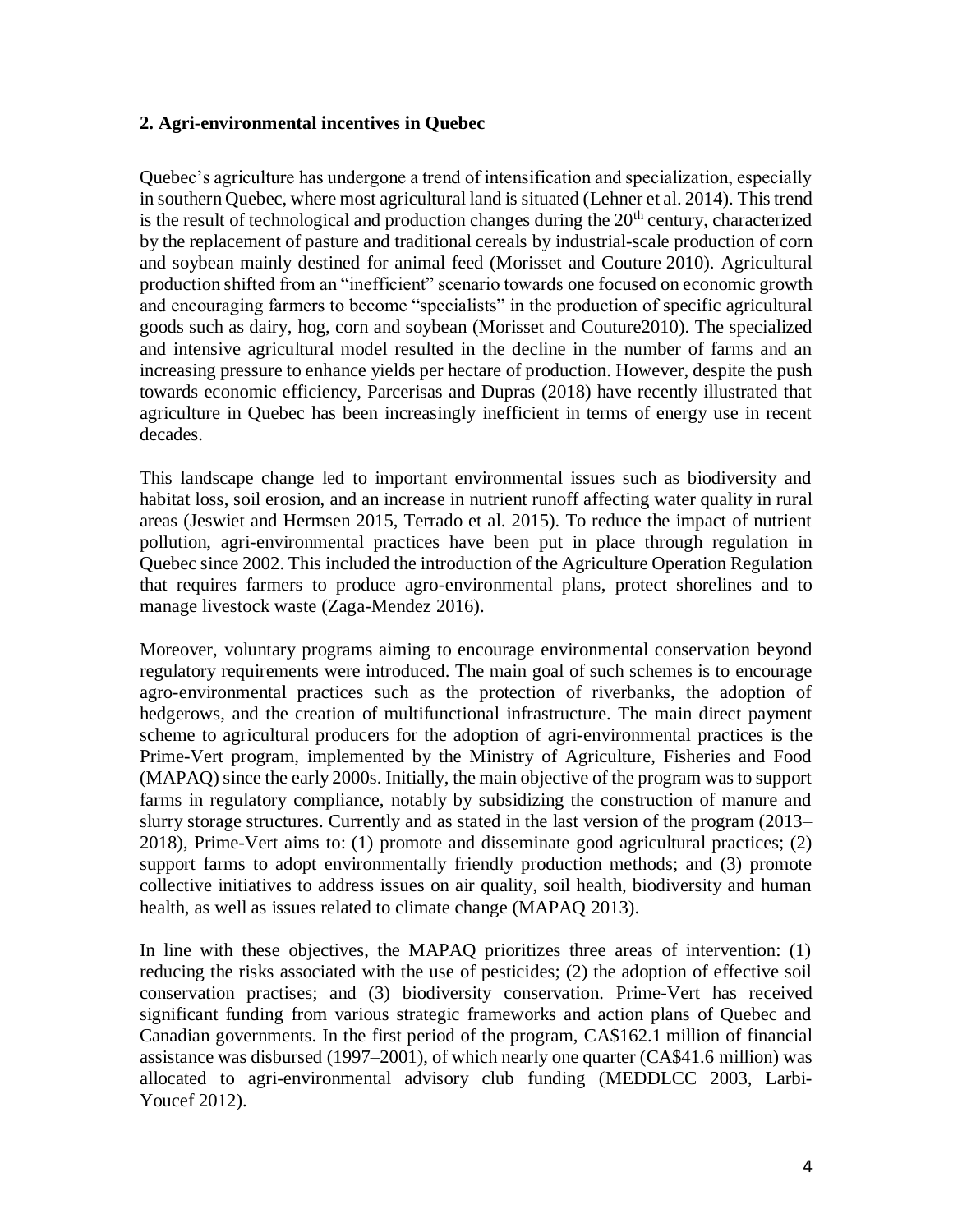## 2. Agri-environmental incentives in Quebec

Quebec's agriculture has undergone a trend of intensification and specialization, especially in southern Quebec, where most agricultural land is situated (Lehner et al. 2014). This trend is the result of technological and production changes during the 20th century, characterized by the replacement of pasture and traditional cereals by industrial-scale production of corn and soybean mainly destined for animal feed (Morisset and Couture 2010). Agricultural production shifted from an "inefficient" scenario towards one focused on economic growth and encouraging farmers to become "specialists" in the production of specific agricultural goods such as dairy, hog, corn and soybean (Morisset and Couture2010). The specialized and intensive agricultural model resulted in the decline in the number of farms and an increasing pressure to enhance yields per hectare of production. However, despite the push towards economic efficiency, Parcerisas and Dupras (2018) have recently illustrated that agriculture in Quebec has been increasingly inefficient in terms of energy use in recent decades.

This landscape change led to important environmental issues such as biodiversity and habitat loss, soil erosion, and an increase in nutrient runoff affecting water quality in rural areas (Jeswiet and Hermsen 2015, Terrado et al. 2015). To reduce the impact of nutrient pollution, agri-environmental practices have been put in place through regulation in Quebec since 2002. This included the introduction of the Agriculture Operation Regulation that requires farmers to produce agro-environmental plans, protect shorelines and to manage livestock waste (Zaga-Mendez 2016).

Moreover, voluntary programs aiming to encourage environmental conservation beyond regulatory requirements were introduced. The main goal of such schemes is to encourage agro-environmental practices such as the protection of riverbanks, the adoption of hedgerows, and the creation of multifunctional infrastructure. The main direct payment scheme to agricultural producers for the adoption of agri-environmental practices is the Prime-Vert program, implemented by the Ministry of Agriculture, Fisheries and Food (MAPAQ) since the early 2000s. Initially, the main objective of the program was to support farms in regulatory compliance, notably by subsidizing the construction of manure and slurry storage structures. Currently and as stated in the last version of the program (2013–2018), Prime-Vert aims to: (1) promote and disseminate good agricultural practices; (2) support farms to adopt environmentally friendly production methods; and (3) promote collective initiatives to address issues on air quality, soil health, biodiversity and human health, as well as issues related to climate change (MAPAQ 2013).

In line with these objectives, the MAPAQ prioritizes three areas of intervention: (1) reducing the risks associated with the use of pesticides; (2) the adoption of effective soil conservation practises; and (3) biodiversity conservation. Prime-Vert has received significant funding from various strategic frameworks and action plans of Quebec and Canadian governments. In the first period of the program, CA$162.1 million of financial assistance was disbursed (1997–2001), of which nearly one quarter (CA$41.6 million) was allocated to agri-environmental advisory club funding (MEDDLCC 2003, Larbi-Youcef 2012).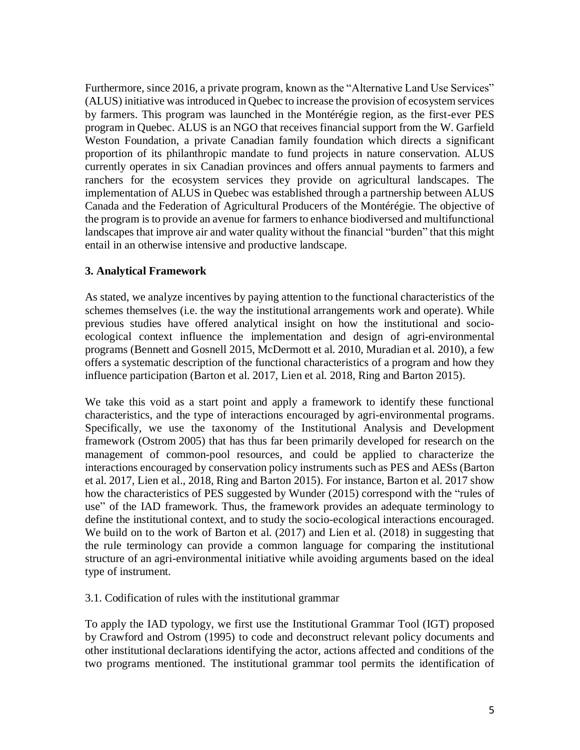Furthermore, since 2016, a private program, known as the "Alternative Land Use Services" (ALUS) initiative was introduced in Quebec to increase the provision of ecosystem services by farmers. This program was launched in the Montérégie region, as the first-ever PES program in Quebec. ALUS is an NGO that receives financial support from the W. Garfield Weston Foundation, a private Canadian family foundation which directs a significant proportion of its philanthropic mandate to fund projects in nature conservation. ALUS currently operates in six Canadian provinces and offers annual payments to farmers and ranchers for the ecosystem services they provide on agricultural landscapes. The implementation of ALUS in Quebec was established through a partnership between ALUS Canada and the Federation of Agricultural Producers of the Montérégie. The objective of the program is to provide an avenue for farmers to enhance biodiversed and multifunctional landscapes that improve air and water quality without the financial "burden" that this might entail in an otherwise intensive and productive landscape.

## 3. Analytical Framework

As stated, we analyze incentives by paying attention to the functional characteristics of the schemes themselves (i.e. the way the institutional arrangements work and operate). While previous studies have offered analytical insight on how the institutional and socio-ecological context influence the implementation and design of agri-environmental programs (Bennett and Gosnell 2015, McDermott et al. 2010, Muradian et al. 2010), a few offers a systematic description of the functional characteristics of a program and how they influence participation (Barton et al. 2017, Lien et al. 2018, Ring and Barton 2015).

We take this void as a start point and apply a framework to identify these functional characteristics, and the type of interactions encouraged by agri-environmental programs. Specifically, we use the taxonomy of the Institutional Analysis and Development framework (Ostrom 2005) that has thus far been primarily developed for research on the management of common-pool resources, and could be applied to characterize the interactions encouraged by conservation policy instruments such as PES and AESs (Barton et al. 2017, Lien et al., 2018, Ring and Barton 2015). For instance, Barton et al. 2017 show how the characteristics of PES suggested by Wunder (2015) correspond with the "rules of use" of the IAD framework. Thus, the framework provides an adequate terminology to define the institutional context, and to study the socio-ecological interactions encouraged. We build on to the work of Barton et al. (2017) and Lien et al. (2018) in suggesting that the rule terminology can provide a common language for comparing the institutional structure of an agri-environmental initiative while avoiding arguments based on the ideal type of instrument.

### 3.1. Codification of rules with the institutional grammar

To apply the IAD typology, we first use the Institutional Grammar Tool (IGT) proposed by Crawford and Ostrom (1995) to code and deconstruct relevant policy documents and other institutional declarations identifying the actor, actions affected and conditions of the two programs mentioned. The institutional grammar tool permits the identification of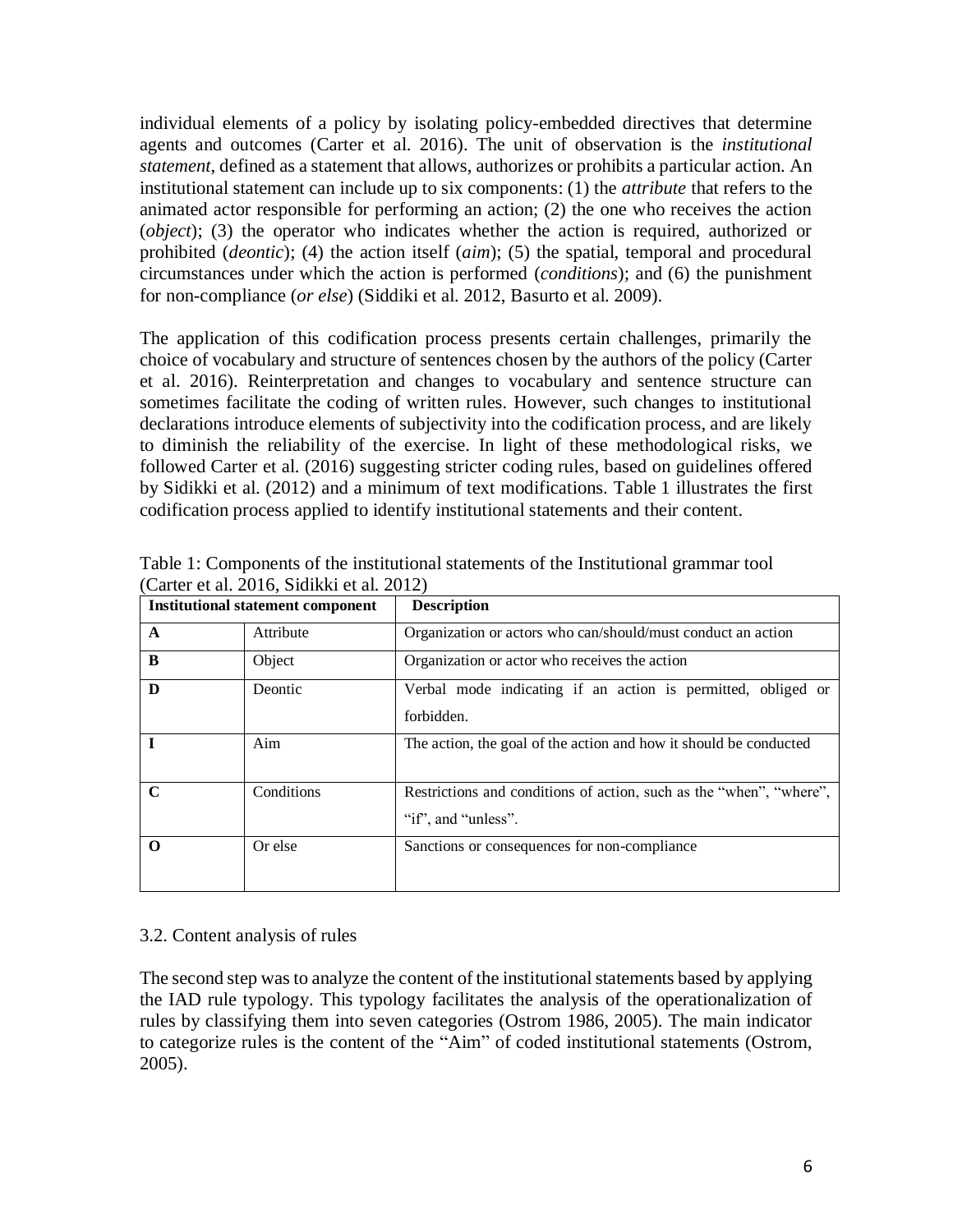individual elements of a policy by isolating policy-embedded directives that determine agents and outcomes (Carter et al. 2016). The unit of observation is the *institutional statement*, defined as a statement that allows, authorizes or prohibits a particular action. An institutional statement can include up to six components: (1) the *attribute* that refers to the animated actor responsible for performing an action; (2) the one who receives the action (*object*); (3) the operator who indicates whether the action is required, authorized or prohibited (*deontic*); (4) the action itself (*aim*); (5) the spatial, temporal and procedural circumstances under which the action is performed (*conditions*); and (6) the punishment for non-compliance (*or else*) (Siddiki et al. 2012, Basurto et al. 2009).

The application of this codification process presents certain challenges, primarily the choice of vocabulary and structure of sentences chosen by the authors of the policy (Carter et al. 2016). Reinterpretation and changes to vocabulary and sentence structure can sometimes facilitate the coding of written rules. However, such changes to institutional declarations introduce elements of subjectivity into the codification process, and are likely to diminish the reliability of the exercise. In light of these methodological risks, we followed Carter et al. (2016) suggesting stricter coding rules, based on guidelines offered by Sidikki et al. (2012) and a minimum of text modifications. Table 1 illustrates the first codification process applied to identify institutional statements and their content.

Table 1: Components of the institutional statements of the Institutional grammar tool (Carter et al. 2016, Sidikki et al. 2012)

| **Institutional statement component** | | **Description** |
|---|---|---|
| **A** | Attribute | Organization or actors who can/should/must conduct an action |
| **B** | Object | Organization or actor who receives the action |
| **D** | Deontic | Verbal mode indicating if an action is permitted, obliged or forbidden. |
| **I** | Aim | The action, the goal of the action and how it should be conducted |
| **C** | Conditions | Restrictions and conditions of action, such as the "when", "where", "if", and "unless". |
| **O** | Or else | Sanctions or consequences for non-compliance |

3.2. Content analysis of rules

The second step was to analyze the content of the institutional statements based by applying the IAD rule typology. This typology facilitates the analysis of the operationalization of rules by classifying them into seven categories (Ostrom 1986, 2005). The main indicator to categorize rules is the content of the "Aim" of coded institutional statements (Ostrom, 2005).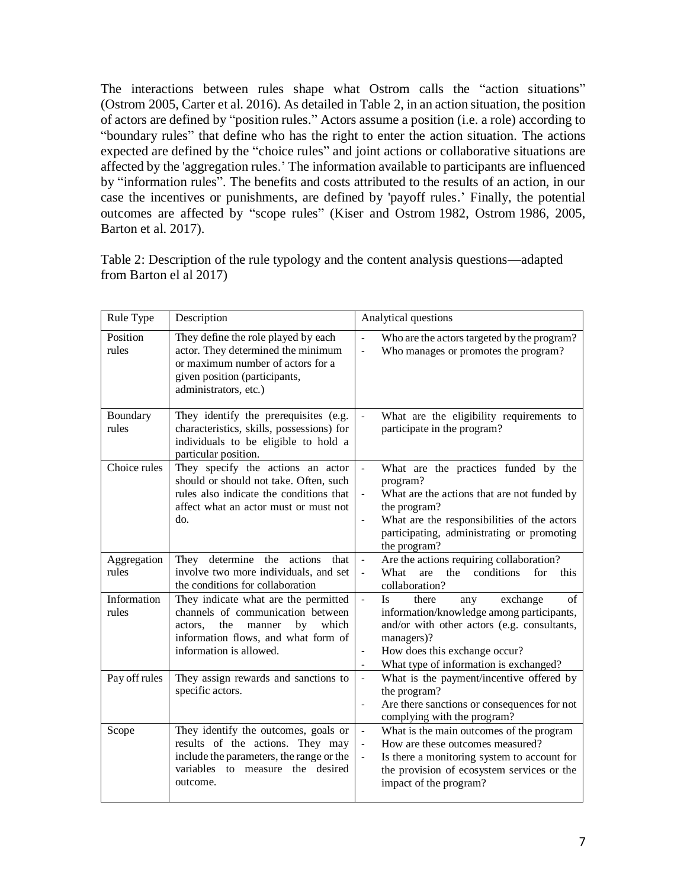The interactions between rules shape what Ostrom calls the "action situations" (Ostrom 2005, Carter et al. 2016). As detailed in Table 2, in an action situation, the position of actors are defined by "position rules." Actors assume a position (i.e. a role) according to "boundary rules" that define who has the right to enter the action situation. The actions expected are defined by the "choice rules" and joint actions or collaborative situations are affected by the 'aggregation rules.' The information available to participants are influenced by "information rules". The benefits and costs attributed to the results of an action, in our case the incentives or punishments, are defined by 'payoff rules.' Finally, the potential outcomes are affected by "scope rules" (Kiser and Ostrom 1982, Ostrom 1986, 2005, Barton et al. 2017).

Table 2: Description of the rule typology and the content analysis questions—adapted from Barton el al 2017)

| Rule Type | Description | Analytical questions |
|---|---|---|
| Position rules | They define the role played by each actor. They determined the minimum or maximum number of actors for a given position (participants, administrators, etc.) | - Who are the actors targeted by the program?<br>- Who manages or promotes the program? |
| Boundary rules | They identify the prerequisites (e.g. characteristics, skills, possessions) for individuals to be eligible to hold a particular position. | - What are the eligibility requirements to participate in the program? |
| Choice rules | They specify the actions an actor should or should not take. Often, such rules also indicate the conditions that affect what an actor must or must not do. | - What are the practices funded by the program?<br>- What are the actions that are not funded by the program?<br>- What are the responsibilities of the actors participating, administrating or promoting the program? |
| Aggregation rules | They determine the actions that involve two more individuals, and set the conditions for collaboration | - Are the actions requiring collaboration?<br>- What are the conditions for this collaboration? |
| Information rules | They indicate what are the permitted channels of communication between actors, the manner by which information flows, and what form of information is allowed. | - Is there any exchange of information/knowledge among participants, and/or with other actors (e.g. consultants, managers)?<br>- How does this exchange occur?<br>- What type of information is exchanged? |
| Pay off rules | They assign rewards and sanctions to specific actors. | - What is the payment/incentive offered by the program?<br>- Are there sanctions or consequences for not complying with the program? |
| Scope | They identify the outcomes, goals or results of the actions. They may include the parameters, the range or the variables to measure the desired outcome. | - What is the main outcomes of the program<br>- How are these outcomes measured?<br>- Is there a monitoring system to account for the provision of ecosystem services or the impact of the program? |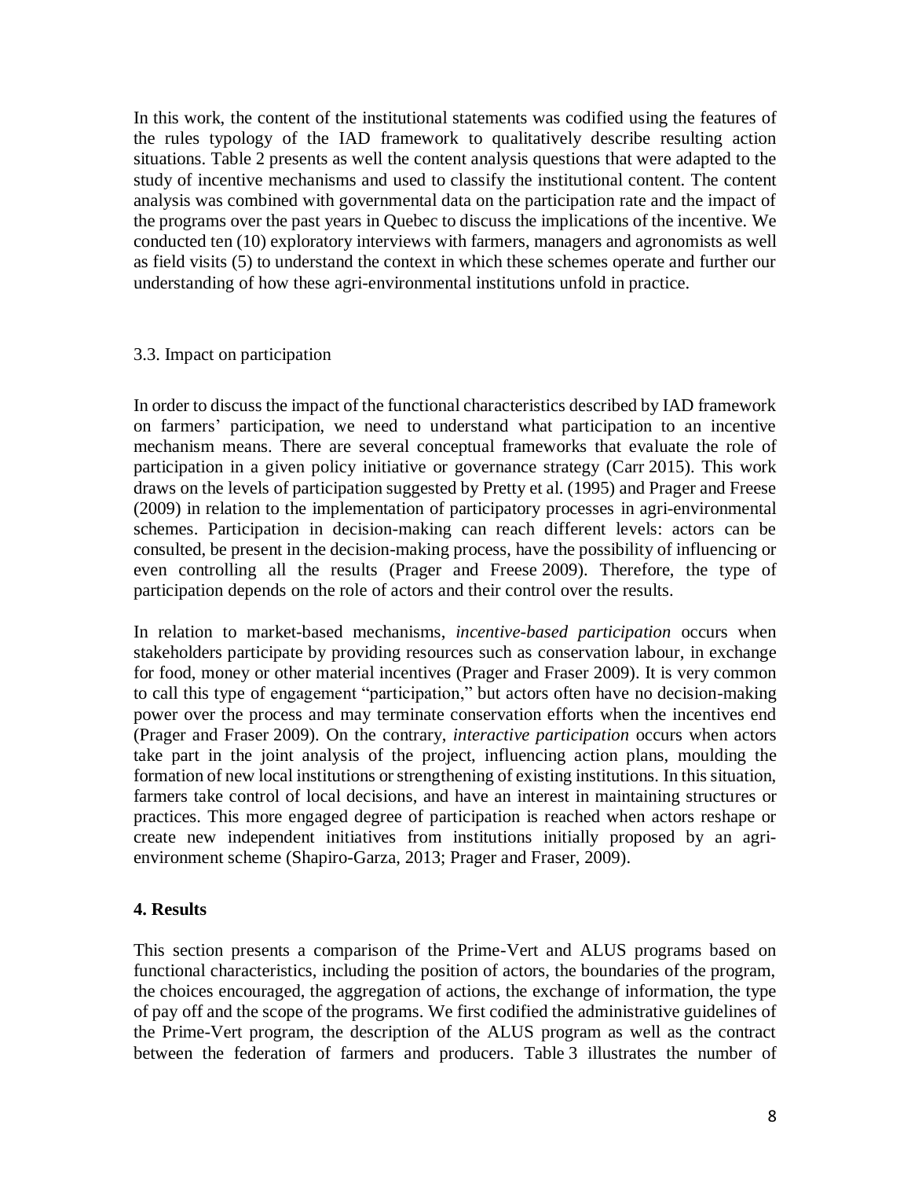In this work, the content of the institutional statements was codified using the features of the rules typology of the IAD framework to qualitatively describe resulting action situations. Table 2 presents as well the content analysis questions that were adapted to the study of incentive mechanisms and used to classify the institutional content. The content analysis was combined with governmental data on the participation rate and the impact of the programs over the past years in Quebec to discuss the implications of the incentive. We conducted ten (10) exploratory interviews with farmers, managers and agronomists as well as field visits (5) to understand the context in which these schemes operate and further our understanding of how these agri-environmental institutions unfold in practice.

### 3.3. Impact on participation

In order to discuss the impact of the functional characteristics described by IAD framework on farmers' participation, we need to understand what participation to an incentive mechanism means. There are several conceptual frameworks that evaluate the role of participation in a given policy initiative or governance strategy (Carr 2015). This work draws on the levels of participation suggested by Pretty et al. (1995) and Prager and Freese (2009) in relation to the implementation of participatory processes in agri-environmental schemes. Participation in decision-making can reach different levels: actors can be consulted, be present in the decision-making process, have the possibility of influencing or even controlling all the results (Prager and Freese 2009). Therefore, the type of participation depends on the role of actors and their control over the results.

In relation to market-based mechanisms, *incentive-based participation* occurs when stakeholders participate by providing resources such as conservation labour, in exchange for food, money or other material incentives (Prager and Fraser 2009). It is very common to call this type of engagement "participation," but actors often have no decision-making power over the process and may terminate conservation efforts when the incentives end (Prager and Fraser 2009). On the contrary, *interactive participation* occurs when actors take part in the joint analysis of the project, influencing action plans, moulding the formation of new local institutions or strengthening of existing institutions. In this situation, farmers take control of local decisions, and have an interest in maintaining structures or practices. This more engaged degree of participation is reached when actors reshape or create new independent initiatives from institutions initially proposed by an agri-environment scheme (Shapiro-Garza, 2013; Prager and Fraser, 2009).

## 4. Results

This section presents a comparison of the Prime-Vert and ALUS programs based on functional characteristics, including the position of actors, the boundaries of the program, the choices encouraged, the aggregation of actions, the exchange of information, the type of pay off and the scope of the programs. We first codified the administrative guidelines of the Prime-Vert program, the description of the ALUS program as well as the contract between the federation of farmers and producers. Table 3 illustrates the number of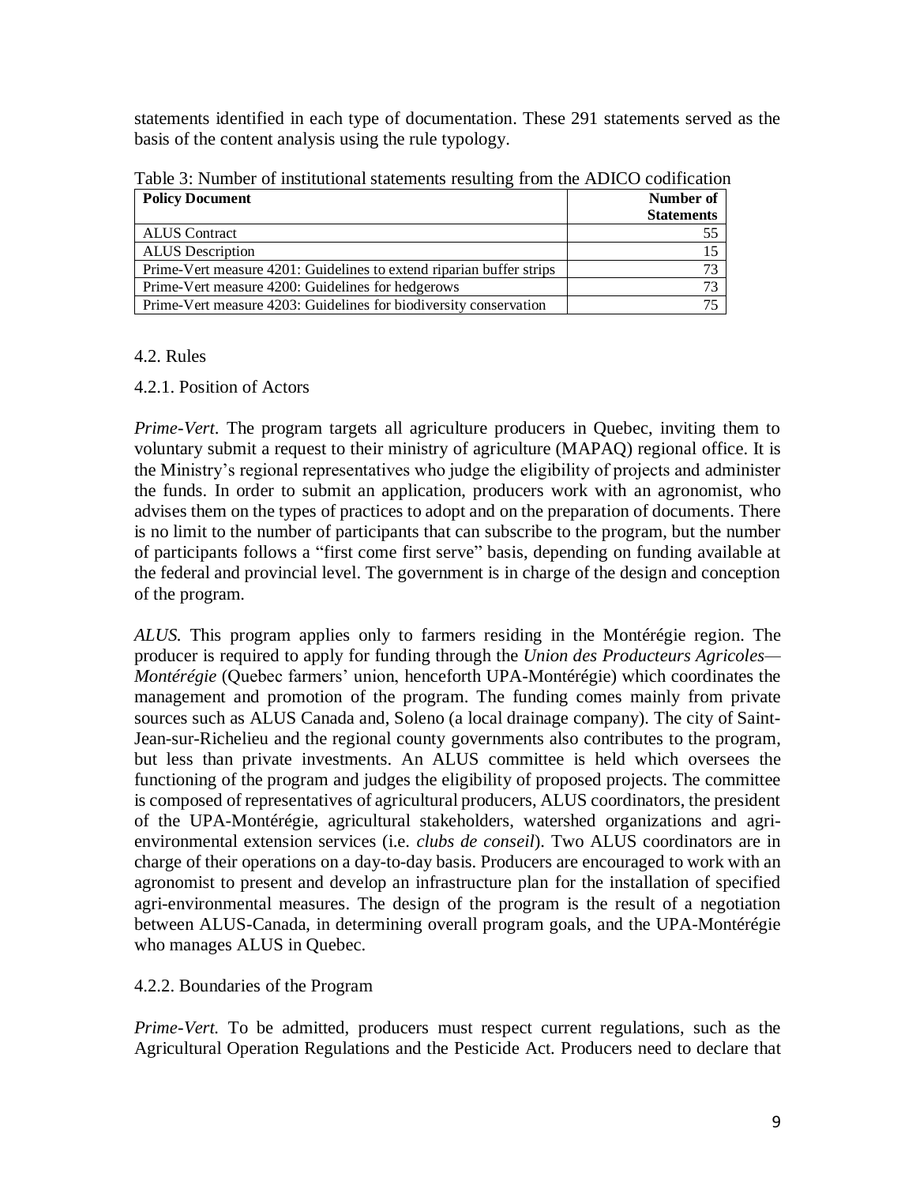statements identified in each type of documentation. These 291 statements served as the basis of the content analysis using the rule typology.

Table 3: Number of institutional statements resulting from the ADICO codification

| Policy Document | Number of Statements |
|---|---|
| ALUS Contract | 55 |
| ALUS Description | 15 |
| Prime-Vert measure 4201: Guidelines to extend riparian buffer strips | 73 |
| Prime-Vert measure 4200: Guidelines for hedgerows | 73 |
| Prime-Vert measure 4203: Guidelines for biodiversity conservation | 75 |

### 4.2. Rules

#### 4.2.1. Position of Actors

*Prime-Vert*. The program targets all agriculture producers in Quebec, inviting them to voluntary submit a request to their ministry of agriculture (MAPAQ) regional office. It is the Ministry's regional representatives who judge the eligibility of projects and administer the funds. In order to submit an application, producers work with an agronomist, who advises them on the types of practices to adopt and on the preparation of documents. There is no limit to the number of participants that can subscribe to the program, but the number of participants follows a "first come first serve" basis, depending on funding available at the federal and provincial level. The government is in charge of the design and conception of the program.

*ALUS.* This program applies only to farmers residing in the Montérégie region. The producer is required to apply for funding through the *Union des Producteurs Agricoles—Montérégie* (Quebec farmers' union, henceforth UPA-Montérégie) which coordinates the management and promotion of the program. The funding comes mainly from private sources such as ALUS Canada and, Soleno (a local drainage company). The city of Saint-Jean-sur-Richelieu and the regional county governments also contributes to the program, but less than private investments. An ALUS committee is held which oversees the functioning of the program and judges the eligibility of proposed projects. The committee is composed of representatives of agricultural producers, ALUS coordinators, the president of the UPA-Montérégie, agricultural stakeholders, watershed organizations and agri-environmental extension services (i.e. *clubs de conseil*). Two ALUS coordinators are in charge of their operations on a day-to-day basis. Producers are encouraged to work with an agronomist to present and develop an infrastructure plan for the installation of specified agri-environmental measures. The design of the program is the result of a negotiation between ALUS-Canada, in determining overall program goals, and the UPA-Montérégie who manages ALUS in Quebec.

#### 4.2.2. Boundaries of the Program

*Prime-Vert.* To be admitted, producers must respect current regulations, such as the Agricultural Operation Regulations and the Pesticide Act. Producers need to declare that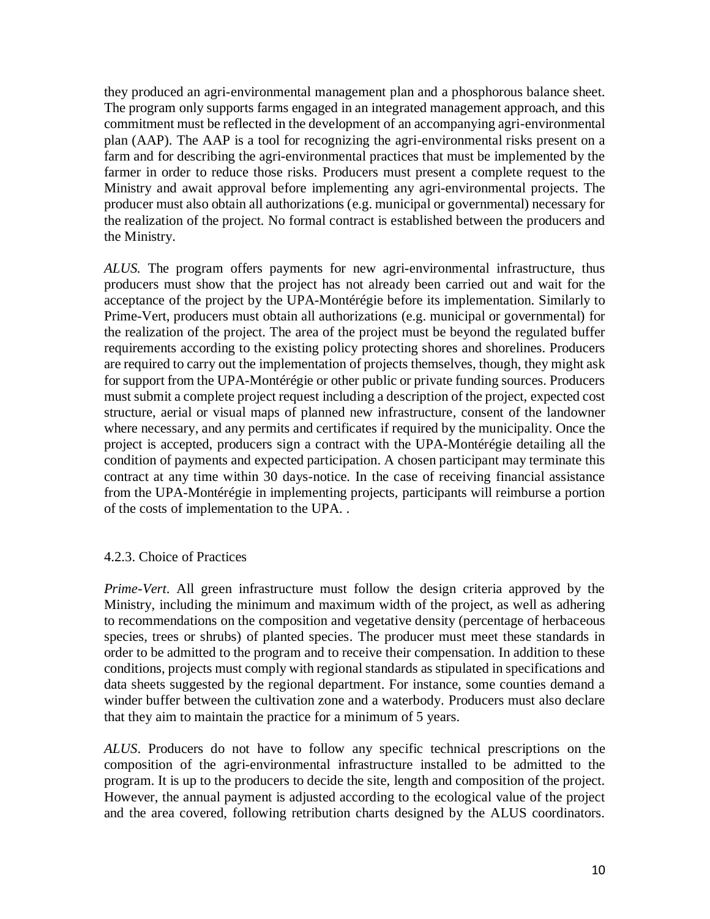they produced an agri-environmental management plan and a phosphorous balance sheet. The program only supports farms engaged in an integrated management approach, and this commitment must be reflected in the development of an accompanying agri-environmental plan (AAP). The AAP is a tool for recognizing the agri-environmental risks present on a farm and for describing the agri-environmental practices that must be implemented by the farmer in order to reduce those risks. Producers must present a complete request to the Ministry and await approval before implementing any agri-environmental projects. The producer must also obtain all authorizations (e.g. municipal or governmental) necessary for the realization of the project. No formal contract is established between the producers and the Ministry.

*ALUS.* The program offers payments for new agri-environmental infrastructure, thus producers must show that the project has not already been carried out and wait for the acceptance of the project by the UPA-Montérégie before its implementation. Similarly to Prime-Vert, producers must obtain all authorizations (e.g. municipal or governmental) for the realization of the project. The area of the project must be beyond the regulated buffer requirements according to the existing policy protecting shores and shorelines. Producers are required to carry out the implementation of projects themselves, though, they might ask for support from the UPA-Montérégie or other public or private funding sources. Producers must submit a complete project request including a description of the project, expected cost structure, aerial or visual maps of planned new infrastructure, consent of the landowner where necessary, and any permits and certificates if required by the municipality. Once the project is accepted, producers sign a contract with the UPA-Montérégie detailing all the condition of payments and expected participation. A chosen participant may terminate this contract at any time within 30 days-notice. In the case of receiving financial assistance from the UPA-Montérégie in implementing projects, participants will reimburse a portion of the costs of implementation to the UPA. .

### 4.2.3. Choice of Practices

*Prime-Vert*. All green infrastructure must follow the design criteria approved by the Ministry, including the minimum and maximum width of the project, as well as adhering to recommendations on the composition and vegetative density (percentage of herbaceous species, trees or shrubs) of planted species. The producer must meet these standards in order to be admitted to the program and to receive their compensation. In addition to these conditions, projects must comply with regional standards as stipulated in specifications and data sheets suggested by the regional department. For instance, some counties demand a winder buffer between the cultivation zone and a waterbody. Producers must also declare that they aim to maintain the practice for a minimum of 5 years.

*ALUS*. Producers do not have to follow any specific technical prescriptions on the composition of the agri-environmental infrastructure installed to be admitted to the program. It is up to the producers to decide the site, length and composition of the project. However, the annual payment is adjusted according to the ecological value of the project and the area covered, following retribution charts designed by the ALUS coordinators.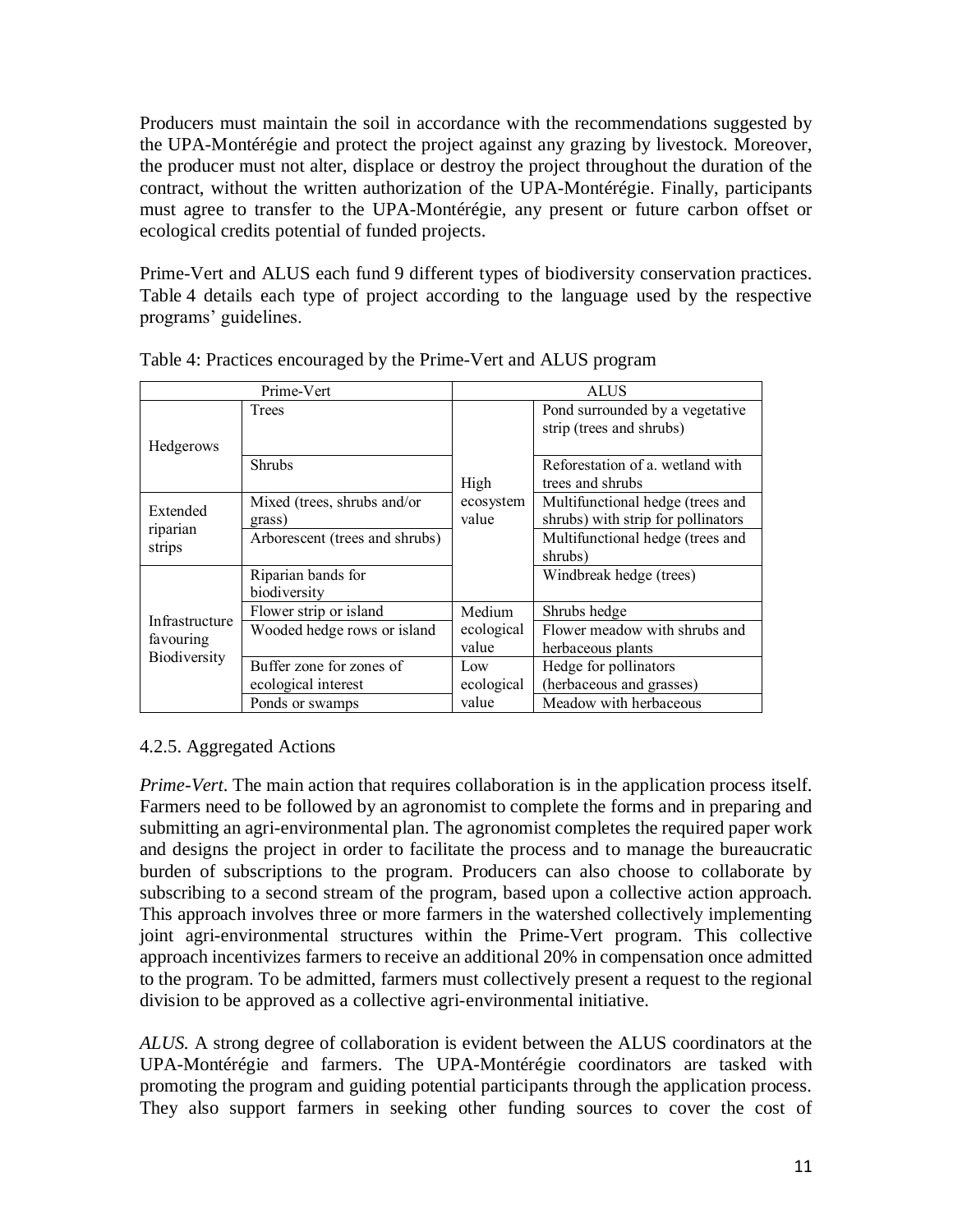Producers must maintain the soil in accordance with the recommendations suggested by the UPA-Montérégie and protect the project against any grazing by livestock. Moreover, the producer must not alter, displace or destroy the project throughout the duration of the contract, without the written authorization of the UPA-Montérégie. Finally, participants must agree to transfer to the UPA-Montérégie, any present or future carbon offset or ecological credits potential of funded projects.

Prime-Vert and ALUS each fund 9 different types of biodiversity conservation practices. Table 4 details each type of project according to the language used by the respective programs' guidelines.

Table 4: Practices encouraged by the Prime-Vert and ALUS program

| Prime-Vert | | ALUS | |
|---|---|---|---|
| Hedgerows | Trees | High ecosystem value | Pond surrounded by a vegetative strip (trees and shrubs) |
| | Shrubs | | Reforestation of a. wetland with trees and shrubs |
| Extended riparian strips | Mixed (trees, shrubs and/or grass) | | Multifunctional hedge (trees and shrubs) with strip for pollinators |
| | Arborescent (trees and shrubs) | | Multifunctional hedge (trees and shrubs) |
| Infrastructure favouring Biodiversity | Riparian bands for biodiversity | | Windbreak hedge (trees) |
| | Flower strip or island | Medium ecological value | Shrubs hedge |
| | Wooded hedge rows or island | | Flower meadow with shrubs and herbaceous plants |
| | Buffer zone for zones of ecological interest | Low ecological value | Hedge for pollinators (herbaceous and grasses) |
| | Ponds or swamps | | Meadow with herbaceous |

### 4.2.5. Aggregated Actions

*Prime-Vert*. The main action that requires collaboration is in the application process itself. Farmers need to be followed by an agronomist to complete the forms and in preparing and submitting an agri-environmental plan. The agronomist completes the required paper work and designs the project in order to facilitate the process and to manage the bureaucratic burden of subscriptions to the program. Producers can also choose to collaborate by subscribing to a second stream of the program, based upon a collective action approach. This approach involves three or more farmers in the watershed collectively implementing joint agri-environmental structures within the Prime-Vert program. This collective approach incentivizes farmers to receive an additional 20% in compensation once admitted to the program. To be admitted, farmers must collectively present a request to the regional division to be approved as a collective agri-environmental initiative.

*ALUS*. A strong degree of collaboration is evident between the ALUS coordinators at the UPA-Montérégie and farmers. The UPA-Montérégie coordinators are tasked with promoting the program and guiding potential participants through the application process. They also support farmers in seeking other funding sources to cover the cost of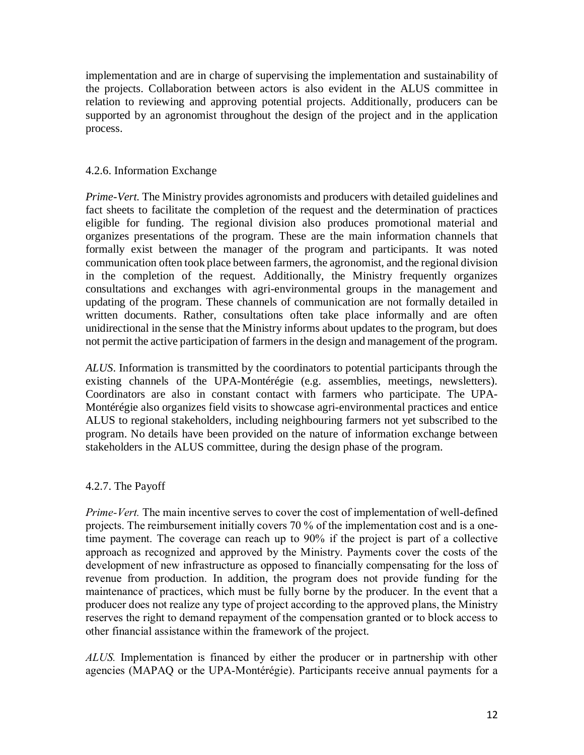implementation and are in charge of supervising the implementation and sustainability of the projects. Collaboration between actors is also evident in the ALUS committee in relation to reviewing and approving potential projects. Additionally, producers can be supported by an agronomist throughout the design of the project and in the application process.

#### 4.2.6. Information Exchange

*Prime-Vert.* The Ministry provides agronomists and producers with detailed guidelines and fact sheets to facilitate the completion of the request and the determination of practices eligible for funding. The regional division also produces promotional material and organizes presentations of the program. These are the main information channels that formally exist between the manager of the program and participants. It was noted communication often took place between farmers, the agronomist, and the regional division in the completion of the request. Additionally, the Ministry frequently organizes consultations and exchanges with agri-environmental groups in the management and updating of the program. These channels of communication are not formally detailed in written documents. Rather, consultations often take place informally and are often unidirectional in the sense that the Ministry informs about updates to the program, but does not permit the active participation of farmers in the design and management of the program.

*ALUS*. Information is transmitted by the coordinators to potential participants through the existing channels of the UPA-Montérégie (e.g. assemblies, meetings, newsletters). Coordinators are also in constant contact with farmers who participate. The UPA-Montérégie also organizes field visits to showcase agri-environmental practices and entice ALUS to regional stakeholders, including neighbouring farmers not yet subscribed to the program. No details have been provided on the nature of information exchange between stakeholders in the ALUS committee, during the design phase of the program.

#### 4.2.7. The Payoff

*Prime-Vert.* The main incentive serves to cover the cost of implementation of well-defined projects. The reimbursement initially covers 70 % of the implementation cost and is a one-time payment. The coverage can reach up to 90% if the project is part of a collective approach as recognized and approved by the Ministry. Payments cover the costs of the development of new infrastructure as opposed to financially compensating for the loss of revenue from production. In addition, the program does not provide funding for the maintenance of practices, which must be fully borne by the producer. In the event that a producer does not realize any type of project according to the approved plans, the Ministry reserves the right to demand repayment of the compensation granted or to block access to other financial assistance within the framework of the project.

*ALUS.* Implementation is financed by either the producer or in partnership with other agencies (MAPAQ or the UPA-Montérégie). Participants receive annual payments for a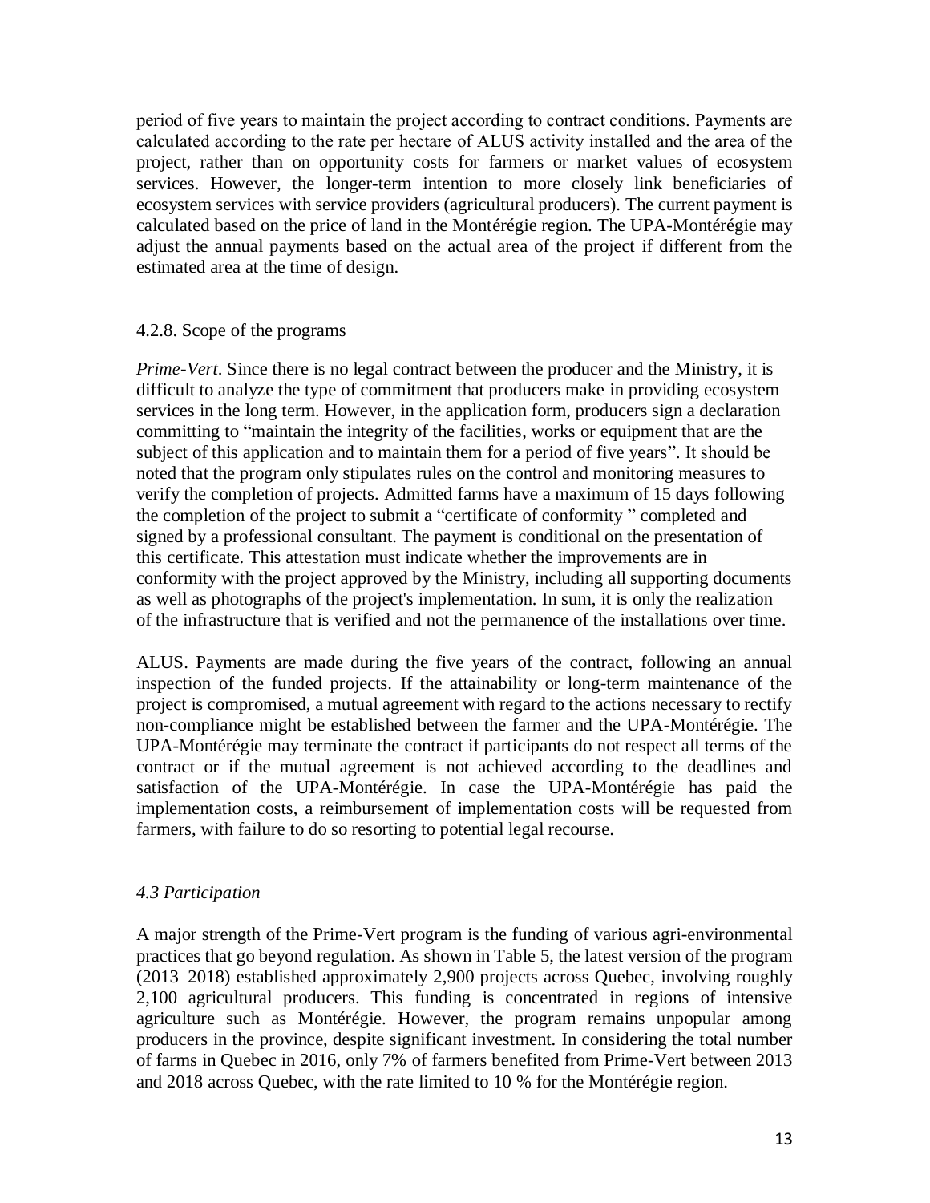period of five years to maintain the project according to contract conditions. Payments are calculated according to the rate per hectare of ALUS activity installed and the area of the project, rather than on opportunity costs for farmers or market values of ecosystem services. However, the longer-term intention to more closely link beneficiaries of ecosystem services with service providers (agricultural producers). The current payment is calculated based on the price of land in the Montérégie region. The UPA-Montérégie may adjust the annual payments based on the actual area of the project if different from the estimated area at the time of design.

4.2.8. Scope of the programs

*Prime-Vert*. Since there is no legal contract between the producer and the Ministry, it is difficult to analyze the type of commitment that producers make in providing ecosystem services in the long term. However, in the application form, producers sign a declaration committing to "maintain the integrity of the facilities, works or equipment that are the subject of this application and to maintain them for a period of five years". It should be noted that the program only stipulates rules on the control and monitoring measures to verify the completion of projects. Admitted farms have a maximum of 15 days following the completion of the project to submit a "certificate of conformity " completed and signed by a professional consultant. The payment is conditional on the presentation of this certificate. This attestation must indicate whether the improvements are in conformity with the project approved by the Ministry, including all supporting documents as well as photographs of the project's implementation. In sum, it is only the realization of the infrastructure that is verified and not the permanence of the installations over time.

ALUS. Payments are made during the five years of the contract, following an annual inspection of the funded projects. If the attainability or long-term maintenance of the project is compromised, a mutual agreement with regard to the actions necessary to rectify non-compliance might be established between the farmer and the UPA-Montérégie. The UPA-Montérégie may terminate the contract if participants do not respect all terms of the contract or if the mutual agreement is not achieved according to the deadlines and satisfaction of the UPA-Montérégie. In case the UPA-Montérégie has paid the implementation costs, a reimbursement of implementation costs will be requested from farmers, with failure to do so resorting to potential legal recourse.

*4.3 Participation*

A major strength of the Prime-Vert program is the funding of various agri-environmental practices that go beyond regulation. As shown in Table 5, the latest version of the program (2013–2018) established approximately 2,900 projects across Quebec, involving roughly 2,100 agricultural producers. This funding is concentrated in regions of intensive agriculture such as Montérégie. However, the program remains unpopular among producers in the province, despite significant investment. In considering the total number of farms in Quebec in 2016, only 7% of farmers benefited from Prime-Vert between 2013 and 2018 across Quebec, with the rate limited to 10 % for the Montérégie region.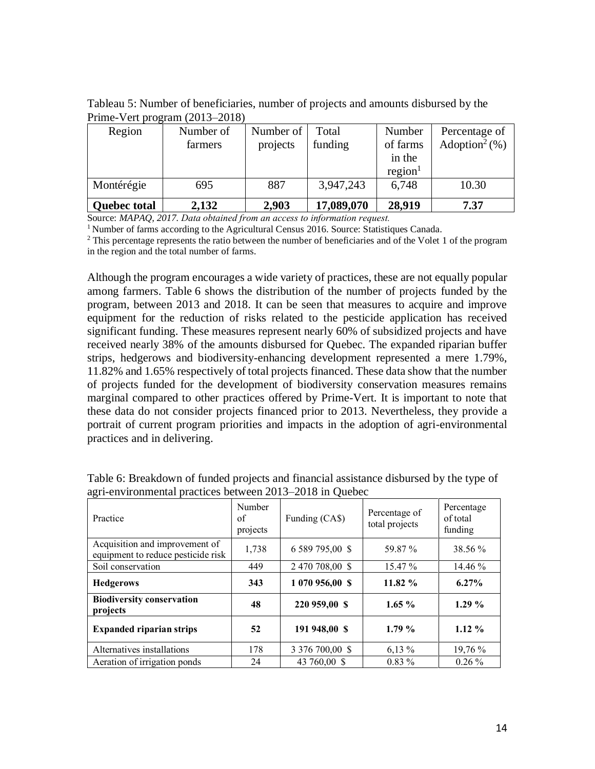Tableau 5: Number of beneficiaries, number of projects and amounts disbursed by the Prime-Vert program (2013–2018)

| Region | Number of farmers | Number of projects | Total funding | Number of farms in the region[1] | Percentage of Adoption[2] (%) |
|---|---|---|---|---|---|
| Montérégie | 695 | 887 | 3,947,243 | 6,748 | 10.30 |
| **Quebec total** | **2,132** | **2,903** | **17,089,070** | **28,919** | **7.37** |

Source: *MAPAQ, 2017. Data obtained from an access to information request.*

[1] Number of farms according to the Agricultural Census 2016. Source: Statistiques Canada.

[2] This percentage represents the ratio between the number of beneficiaries and of the Volet 1 of the program in the region and the total number of farms.

Although the program encourages a wide variety of practices, these are not equally popular among farmers. Table 6 shows the distribution of the number of projects funded by the program, between 2013 and 2018. It can be seen that measures to acquire and improve equipment for the reduction of risks related to the pesticide application has received significant funding. These measures represent nearly 60% of subsidized projects and have received nearly 38% of the amounts disbursed for Quebec. The expanded riparian buffer strips, hedgerows and biodiversity-enhancing development represented a mere 1.79%, 11.82% and 1.65% respectively of total projects financed. These data show that the number of projects funded for the development of biodiversity conservation measures remains marginal compared to other practices offered by Prime-Vert. It is important to note that these data do not consider projects financed prior to 2013. Nevertheless, they provide a portrait of current program priorities and impacts in the adoption of agri-environmental practices and in delivering.

Table 6: Breakdown of funded projects and financial assistance disbursed by the type of agri-environmental practices between 2013–2018 in Quebec

| Practice | Number of projects | Funding (CA$) | Percentage of total projects | Percentage of total funding |
|---|---|---|---|---|
| Acquisition and improvement of equipment to reduce pesticide risk | 1,738 | 6 589 795,00 $ | 59.87 % | 38.56 % |
| Soil conservation | 449 | 2 470 708,00 $ | 15.47 % | 14.46 % |
| **Hedgerows** | **343** | **1 070 956,00 $** | **11.82 %** | **6.27%** |
| **Biodiversity conservation projects** | **48** | **220 959,00 $** | **1.65 %** | **1.29 %** |
| **Expanded riparian strips** | **52** | **191 948,00 $** | **1.79 %** | **1.12 %** |
| Alternatives installations | 178 | 3 376 700,00 $ | 6,13 % | 19,76 % |
| Aeration of irrigation ponds | 24 | 43 760,00 $ | 0.83 % | 0.26 % |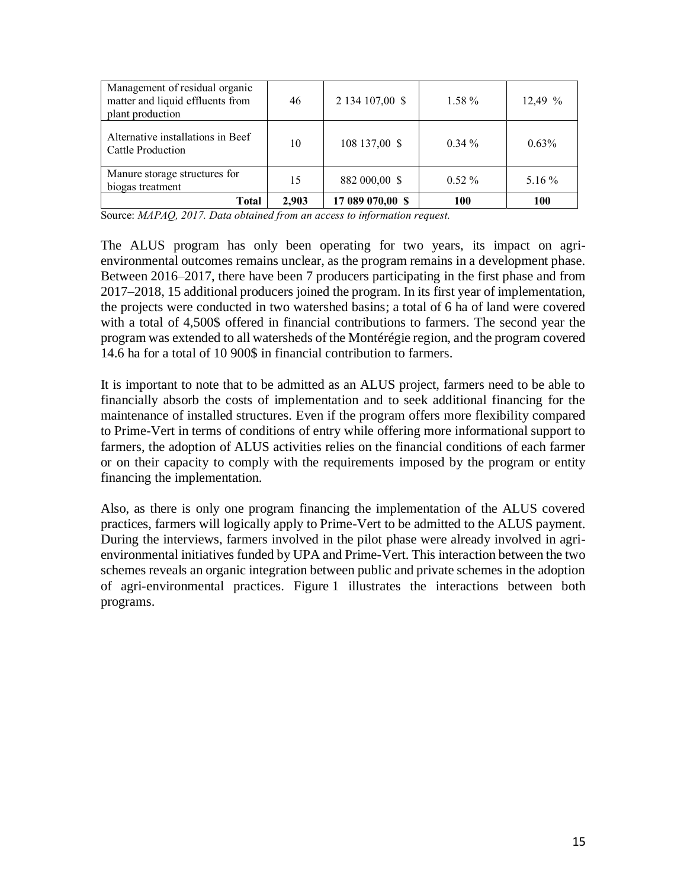| Management of residual organic matter and liquid effluents from plant production | 46 | 2 134 107,00 $ | 1.58 % | 12,49 % |
|---|---|---|---|---|
| Alternative installations in Beef Cattle Production | 10 | 108 137,00 $ | 0.34 % | 0.63% |
| Manure storage structures for biogas treatment | 15 | 882 000,00 $ | 0.52 % | 5.16 % |
| **Total** | **2,903** | **17 089 070,00 $** | **100** | **100** |

Source: *MAPAQ, 2017. Data obtained from an access to information request.*

The ALUS program has only been operating for two years, its impact on agri-environmental outcomes remains unclear, as the program remains in a development phase. Between 2016–2017, there have been 7 producers participating in the first phase and from 2017–2018, 15 additional producers joined the program. In its first year of implementation, the projects were conducted in two watershed basins; a total of 6 ha of land were covered with a total of 4,500$ offered in financial contributions to farmers. The second year the program was extended to all watersheds of the Montérégie region, and the program covered 14.6 ha for a total of 10 900$ in financial contribution to farmers.

It is important to note that to be admitted as an ALUS project, farmers need to be able to financially absorb the costs of implementation and to seek additional financing for the maintenance of installed structures. Even if the program offers more flexibility compared to Prime-Vert in terms of conditions of entry while offering more informational support to farmers, the adoption of ALUS activities relies on the financial conditions of each farmer or on their capacity to comply with the requirements imposed by the program or entity financing the implementation.

Also, as there is only one program financing the implementation of the ALUS covered practices, farmers will logically apply to Prime-Vert to be admitted to the ALUS payment. During the interviews, farmers involved in the pilot phase were already involved in agri-environmental initiatives funded by UPA and Prime-Vert. This interaction between the two schemes reveals an organic integration between public and private schemes in the adoption of agri-environmental practices. Figure 1 illustrates the interactions between both programs.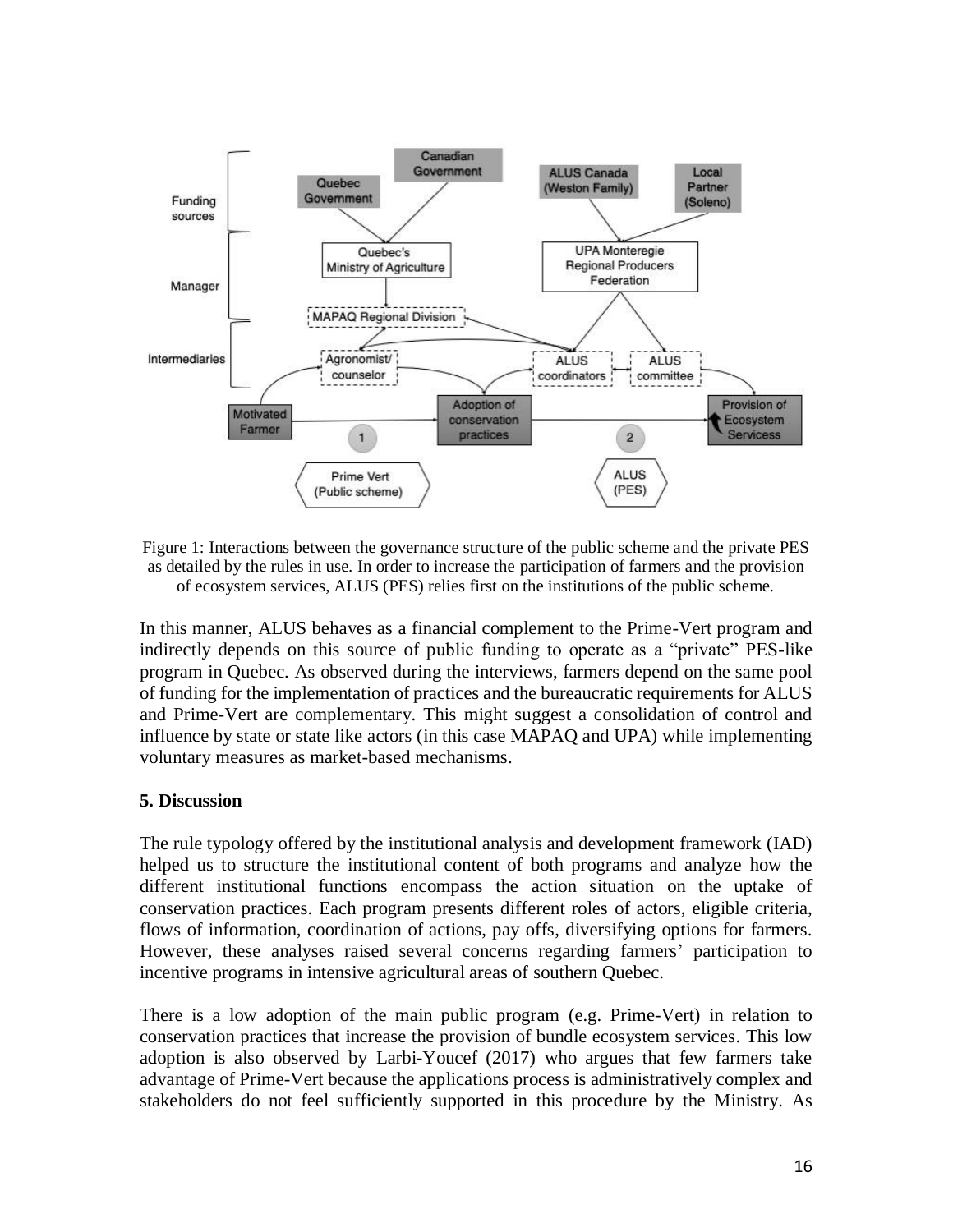Figure 1: Interactions between the governance structure of the public scheme and the private PES as detailed by the rules in use. In order to increase the participation of farmers and the provision of ecosystem services, ALUS (PES) relies first on the institutions of the public scheme.

In this manner, ALUS behaves as a financial complement to the Prime-Vert program and indirectly depends on this source of public funding to operate as a "private" PES-like program in Quebec. As observed during the interviews, farmers depend on the same pool of funding for the implementation of practices and the bureaucratic requirements for ALUS and Prime-Vert are complementary. This might suggest a consolidation of control and influence by state or state like actors (in this case MAPAQ and UPA) while implementing voluntary measures as market-based mechanisms.

## 5. Discussion

The rule typology offered by the institutional analysis and development framework (IAD) helped us to structure the institutional content of both programs and analyze how the different institutional functions encompass the action situation on the uptake of conservation practices. Each program presents different roles of actors, eligible criteria, flows of information, coordination of actions, pay offs, diversifying options for farmers. However, these analyses raised several concerns regarding farmers' participation to incentive programs in intensive agricultural areas of southern Quebec.

There is a low adoption of the main public program (e.g. Prime-Vert) in relation to conservation practices that increase the provision of bundle ecosystem services. This low adoption is also observed by Larbi-Youcef (2017) who argues that few farmers take advantage of Prime-Vert because the applications process is administratively complex and stakeholders do not feel sufficiently supported in this procedure by the Ministry. As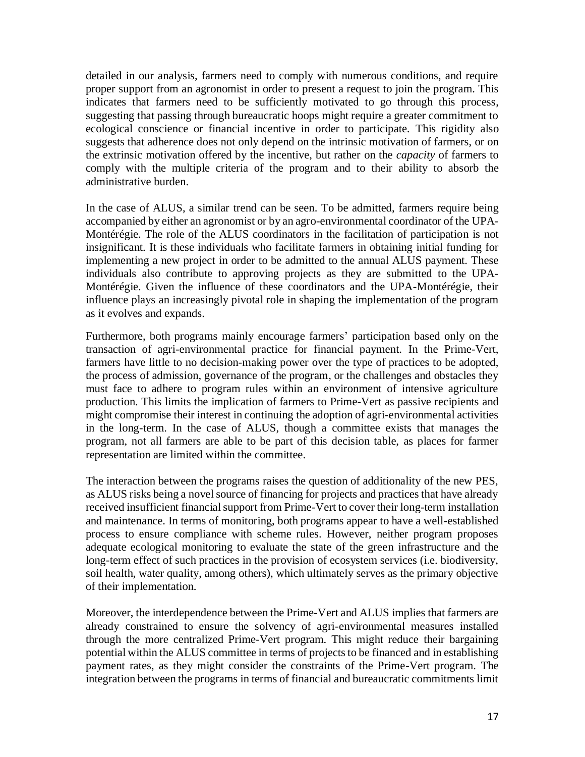detailed in our analysis, farmers need to comply with numerous conditions, and require proper support from an agronomist in order to present a request to join the program. This indicates that farmers need to be sufficiently motivated to go through this process, suggesting that passing through bureaucratic hoops might require a greater commitment to ecological conscience or financial incentive in order to participate. This rigidity also suggests that adherence does not only depend on the intrinsic motivation of farmers, or on the extrinsic motivation offered by the incentive, but rather on the *capacity* of farmers to comply with the multiple criteria of the program and to their ability to absorb the administrative burden.

In the case of ALUS, a similar trend can be seen. To be admitted, farmers require being accompanied by either an agronomist or by an agro-environmental coordinator of the UPA-Montérégie. The role of the ALUS coordinators in the facilitation of participation is not insignificant. It is these individuals who facilitate farmers in obtaining initial funding for implementing a new project in order to be admitted to the annual ALUS payment. These individuals also contribute to approving projects as they are submitted to the UPA-Montérégie. Given the influence of these coordinators and the UPA-Montérégie, their influence plays an increasingly pivotal role in shaping the implementation of the program as it evolves and expands.

Furthermore, both programs mainly encourage farmers' participation based only on the transaction of agri-environmental practice for financial payment. In the Prime-Vert, farmers have little to no decision-making power over the type of practices to be adopted, the process of admission, governance of the program, or the challenges and obstacles they must face to adhere to program rules within an environment of intensive agriculture production. This limits the implication of farmers to Prime-Vert as passive recipients and might compromise their interest in continuing the adoption of agri-environmental activities in the long-term. In the case of ALUS, though a committee exists that manages the program, not all farmers are able to be part of this decision table, as places for farmer representation are limited within the committee.

The interaction between the programs raises the question of additionality of the new PES, as ALUS risks being a novel source of financing for projects and practices that have already received insufficient financial support from Prime-Vert to cover their long-term installation and maintenance. In terms of monitoring, both programs appear to have a well-established process to ensure compliance with scheme rules. However, neither program proposes adequate ecological monitoring to evaluate the state of the green infrastructure and the long-term effect of such practices in the provision of ecosystem services (i.e. biodiversity, soil health, water quality, among others), which ultimately serves as the primary objective of their implementation.

Moreover, the interdependence between the Prime-Vert and ALUS implies that farmers are already constrained to ensure the solvency of agri-environmental measures installed through the more centralized Prime-Vert program. This might reduce their bargaining potential within the ALUS committee in terms of projects to be financed and in establishing payment rates, as they might consider the constraints of the Prime-Vert program. The integration between the programs in terms of financial and bureaucratic commitments limit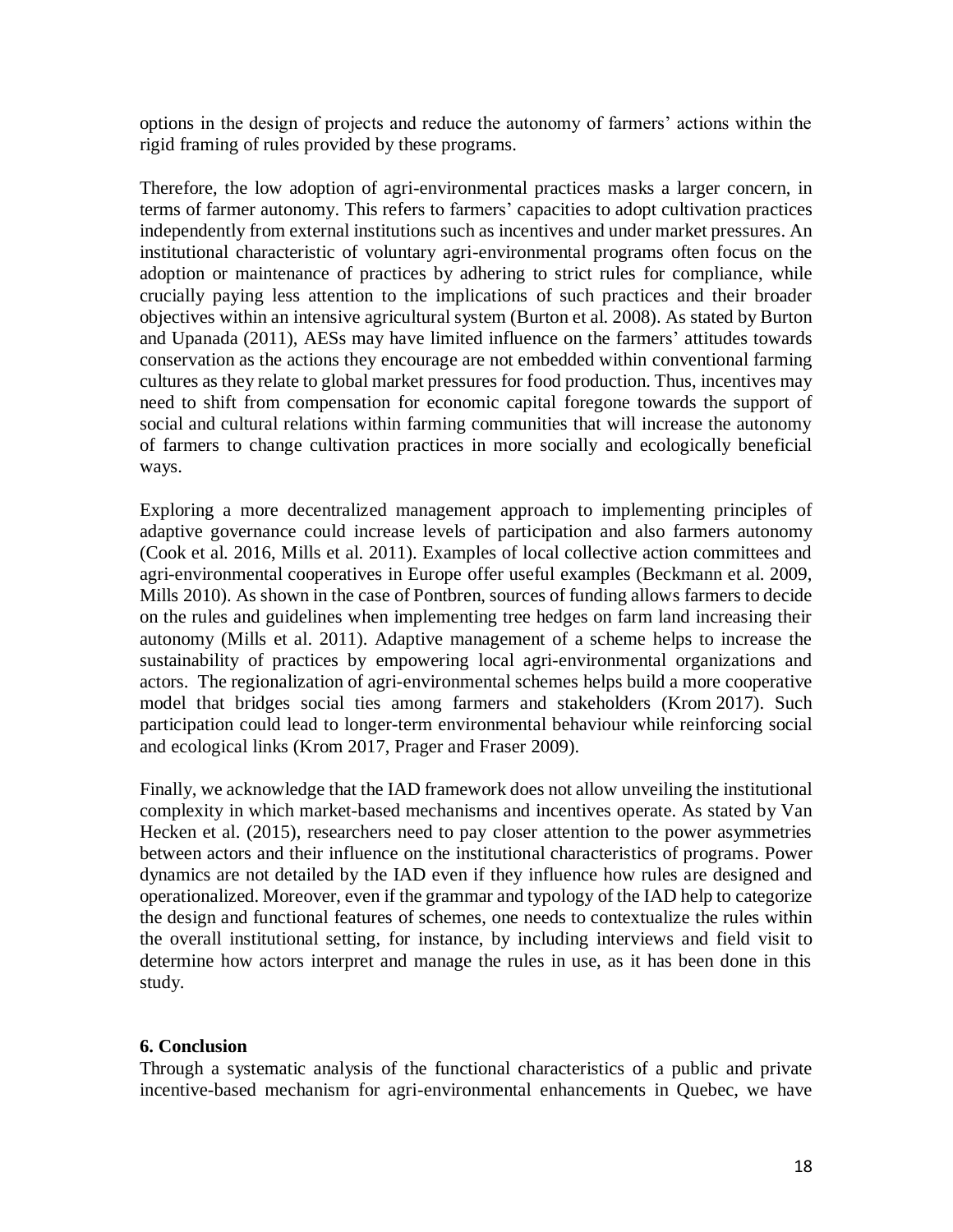options in the design of projects and reduce the autonomy of farmers' actions within the rigid framing of rules provided by these programs.

Therefore, the low adoption of agri-environmental practices masks a larger concern, in terms of farmer autonomy. This refers to farmers' capacities to adopt cultivation practices independently from external institutions such as incentives and under market pressures. An institutional characteristic of voluntary agri-environmental programs often focus on the adoption or maintenance of practices by adhering to strict rules for compliance, while crucially paying less attention to the implications of such practices and their broader objectives within an intensive agricultural system (Burton et al. 2008). As stated by Burton and Upanada (2011), AESs may have limited influence on the farmers' attitudes towards conservation as the actions they encourage are not embedded within conventional farming cultures as they relate to global market pressures for food production. Thus, incentives may need to shift from compensation for economic capital foregone towards the support of social and cultural relations within farming communities that will increase the autonomy of farmers to change cultivation practices in more socially and ecologically beneficial ways.

Exploring a more decentralized management approach to implementing principles of adaptive governance could increase levels of participation and also farmers autonomy (Cook et al. 2016, Mills et al. 2011). Examples of local collective action committees and agri-environmental cooperatives in Europe offer useful examples (Beckmann et al. 2009, Mills 2010). As shown in the case of Pontbren, sources of funding allows farmers to decide on the rules and guidelines when implementing tree hedges on farm land increasing their autonomy (Mills et al. 2011). Adaptive management of a scheme helps to increase the sustainability of practices by empowering local agri-environmental organizations and actors. The regionalization of agri-environmental schemes helps build a more cooperative model that bridges social ties among farmers and stakeholders (Krom 2017). Such participation could lead to longer-term environmental behaviour while reinforcing social and ecological links (Krom 2017, Prager and Fraser 2009).

Finally, we acknowledge that the IAD framework does not allow unveiling the institutional complexity in which market-based mechanisms and incentives operate. As stated by Van Hecken et al. (2015), researchers need to pay closer attention to the power asymmetries between actors and their influence on the institutional characteristics of programs. Power dynamics are not detailed by the IAD even if they influence how rules are designed and operationalized. Moreover, even if the grammar and typology of the IAD help to categorize the design and functional features of schemes, one needs to contextualize the rules within the overall institutional setting, for instance, by including interviews and field visit to determine how actors interpret and manage the rules in use, as it has been done in this study.

## 6. Conclusion

Through a systematic analysis of the functional characteristics of a public and private incentive-based mechanism for agri-environmental enhancements in Quebec, we have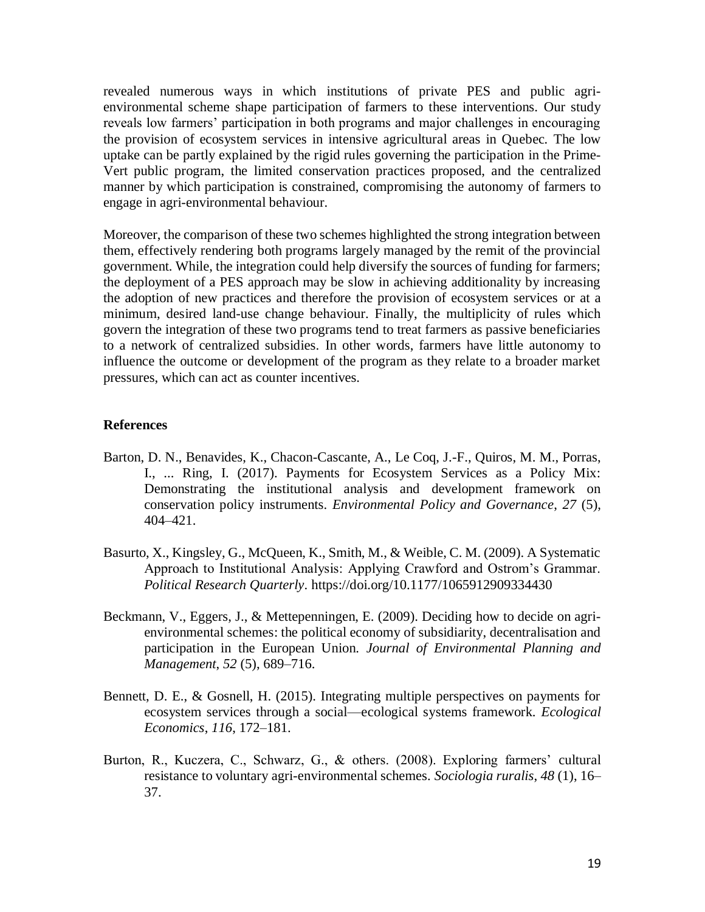revealed numerous ways in which institutions of private PES and public agri-environmental scheme shape participation of farmers to these interventions. Our study reveals low farmers' participation in both programs and major challenges in encouraging the provision of ecosystem services in intensive agricultural areas in Quebec. The low uptake can be partly explained by the rigid rules governing the participation in the Prime-Vert public program, the limited conservation practices proposed, and the centralized manner by which participation is constrained, compromising the autonomy of farmers to engage in agri-environmental behaviour.

Moreover, the comparison of these two schemes highlighted the strong integration between them, effectively rendering both programs largely managed by the remit of the provincial government. While, the integration could help diversify the sources of funding for farmers; the deployment of a PES approach may be slow in achieving additionality by increasing the adoption of new practices and therefore the provision of ecosystem services or at a minimum, desired land-use change behaviour. Finally, the multiplicity of rules which govern the integration of these two programs tend to treat farmers as passive beneficiaries to a network of centralized subsidies. In other words, farmers have little autonomy to influence the outcome or development of the program as they relate to a broader market pressures, which can act as counter incentives.

## References

Barton, D. N., Benavides, K., Chacon-Cascante, A., Le Coq, J.-F., Quiros, M. M., Porras, I., ... Ring, I. (2017). Payments for Ecosystem Services as a Policy Mix: Demonstrating the institutional analysis and development framework on conservation policy instruments. *Environmental Policy and Governance*, *27* (5), 404–421.

Basurto, X., Kingsley, G., McQueen, K., Smith, M., & Weible, C. M. (2009). A Systematic Approach to Institutional Analysis: Applying Crawford and Ostrom's Grammar. *Political Research Quarterly*. https://doi.org/10.1177/1065912909334430

Beckmann, V., Eggers, J., & Mettepenningen, E. (2009). Deciding how to decide on agri-environmental schemes: the political economy of subsidiarity, decentralisation and participation in the European Union. *Journal of Environmental Planning and Management*, *52* (5), 689–716.

Bennett, D. E., & Gosnell, H. (2015). Integrating multiple perspectives on payments for ecosystem services through a social—ecological systems framework. *Ecological Economics*, *116*, 172–181.

Burton, R., Kuczera, C., Schwarz, G., & others. (2008). Exploring farmers' cultural resistance to voluntary agri-environmental schemes. *Sociologia ruralis*, *48* (1), 16–37.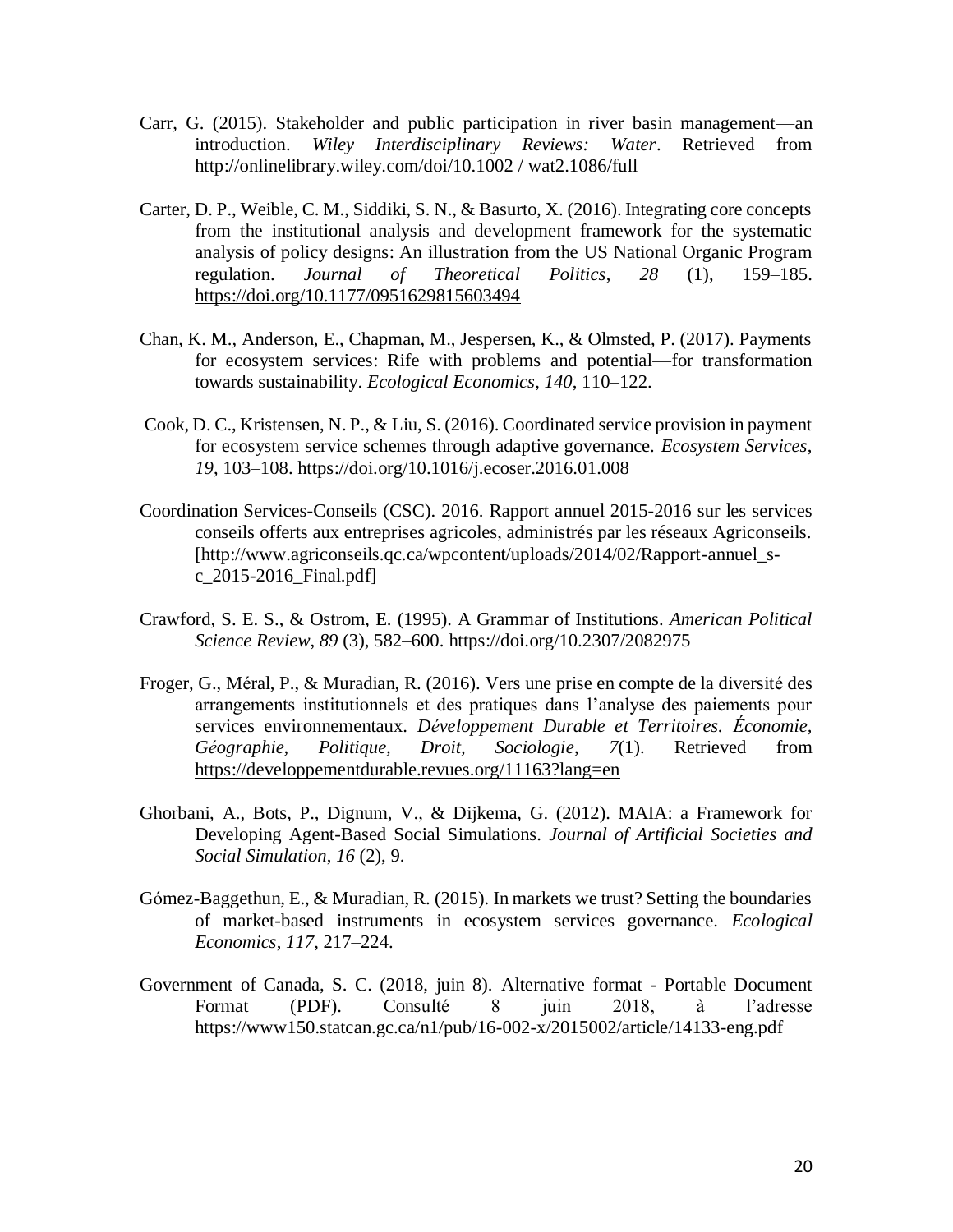Carr, G. (2015). Stakeholder and public participation in river basin management—an introduction. *Wiley Interdisciplinary Reviews: Water*. Retrieved from http://onlinelibrary.wiley.com/doi/10.1002 / wat2.1086/full

Carter, D. P., Weible, C. M., Siddiki, S. N., & Basurto, X. (2016). Integrating core concepts from the institutional analysis and development framework for the systematic analysis of policy designs: An illustration from the US National Organic Program regulation. *Journal of Theoretical Politics*, *28* (1), 159–185. https://doi.org/10.1177/0951629815603494

Chan, K. M., Anderson, E., Chapman, M., Jespersen, K., & Olmsted, P. (2017). Payments for ecosystem services: Rife with problems and potential—for transformation towards sustainability. *Ecological Economics*, *140*, 110–122.

Cook, D. C., Kristensen, N. P., & Liu, S. (2016). Coordinated service provision in payment for ecosystem service schemes through adaptive governance. *Ecosystem Services*, *19*, 103–108. https://doi.org/10.1016/j.ecoser.2016.01.008

Coordination Services-Conseils (CSC). 2016. Rapport annuel 2015-2016 sur les services conseils offerts aux entreprises agricoles, administrés par les réseaux Agriconseils. [http://www.agriconseils.qc.ca/wpcontent/uploads/2014/02/Rapport-annuel_s-c_2015-2016_Final.pdf]

Crawford, S. E. S., & Ostrom, E. (1995). A Grammar of Institutions. *American Political Science Review*, *89* (3), 582–600. https://doi.org/10.2307/2082975

Froger, G., Méral, P., & Muradian, R. (2016). Vers une prise en compte de la diversité des arrangements institutionnels et des pratiques dans l'analyse des paiements pour services environnementaux. *Développement Durable et Territoires. Économie, Géographie, Politique, Droit, Sociologie*, *7*(1). Retrieved from https://developpementdurable.revues.org/11163?lang=en

Ghorbani, A., Bots, P., Dignum, V., & Dijkema, G. (2012). MAIA: a Framework for Developing Agent-Based Social Simulations. *Journal of Artificial Societies and Social Simulation*, *16* (2), 9.

Gómez-Baggethun, E., & Muradian, R. (2015). In markets we trust? Setting the boundaries of market-based instruments in ecosystem services governance. *Ecological Economics*, *117*, 217–224.

Government of Canada, S. C. (2018, juin 8). Alternative format - Portable Document Format (PDF). Consulté 8 juin 2018, à l'adresse https://www150.statcan.gc.ca/n1/pub/16-002-x/2015002/article/14133-eng.pdf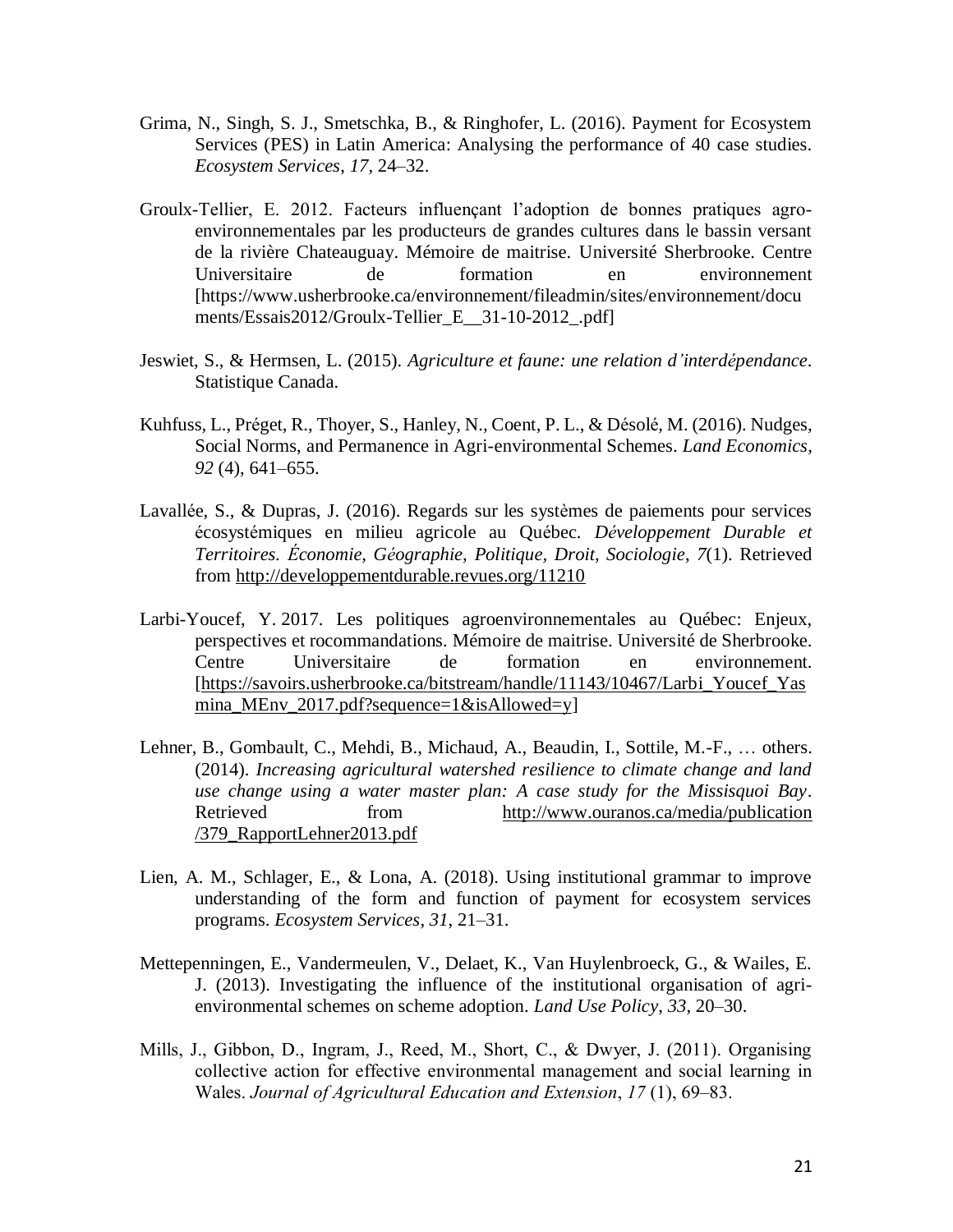Grima, N., Singh, S. J., Smetschka, B., & Ringhofer, L. (2016). Payment for Ecosystem Services (PES) in Latin America: Analysing the performance of 40 case studies. *Ecosystem Services*, *17*, 24–32.

Groulx-Tellier, E. 2012. Facteurs influençant l'adoption de bonnes pratiques agro-environnementales par les producteurs de grandes cultures dans le bassin versant de la rivière Chateauguay. Mémoire de maitrise. Université Sherbrooke. Centre Universitaire de formation en environnement [https://www.usherbrooke.ca/environnement/fileadmin/sites/environnement/documents/Essais2012/Groulx-Tellier_E__31-10-2012_.pdf]

Jeswiet, S., & Hermsen, L. (2015). *Agriculture et faune: une relation d'interdépendance*. Statistique Canada.

Kuhfuss, L., Préget, R., Thoyer, S., Hanley, N., Coent, P. L., & Désolé, M. (2016). Nudges, Social Norms, and Permanence in Agri-environmental Schemes. *Land Economics*, *92* (4), 641–655.

Lavallée, S., & Dupras, J. (2016). Regards sur les systèmes de paiements pour services écosystémiques en milieu agricole au Québec. *Développement Durable et Territoires. Économie, Géographie, Politique, Droit, Sociologie*, *7*(1). Retrieved from http://developpementdurable.revues.org/11210

Larbi-Youcef, Y. 2017. Les politiques agroenvironnementales au Québec: Enjeux, perspectives et rocommandations. Mémoire de maitrise. Université de Sherbrooke. Centre Universitaire de formation en environnement. [https://savoirs.usherbrooke.ca/bitstream/handle/11143/10467/Larbi_Youcef_Yasmina_MEnv_2017.pdf?sequence=1&isAllowed=y]

Lehner, B., Gombault, C., Mehdi, B., Michaud, A., Beaudin, I., Sottile, M.-F., … others. (2014). *Increasing agricultural watershed resilience to climate change and land use change using a water master plan: A case study for the Missisquoi Bay*. Retrieved from http://www.ouranos.ca/media/publication/379_RapportLehner2013.pdf

Lien, A. M., Schlager, E., & Lona, A. (2018). Using institutional grammar to improve understanding of the form and function of payment for ecosystem services programs. *Ecosystem Services*, *31*, 21–31.

Mettepenningen, E., Vandermeulen, V., Delaet, K., Van Huylenbroeck, G., & Wailes, E. J. (2013). Investigating the influence of the institutional organisation of agri-environmental schemes on scheme adoption. *Land Use Policy*, *33*, 20–30.

Mills, J., Gibbon, D., Ingram, J., Reed, M., Short, C., & Dwyer, J. (2011). Organising collective action for effective environmental management and social learning in Wales. *Journal of Agricultural Education and Extension*, *17* (1), 69–83.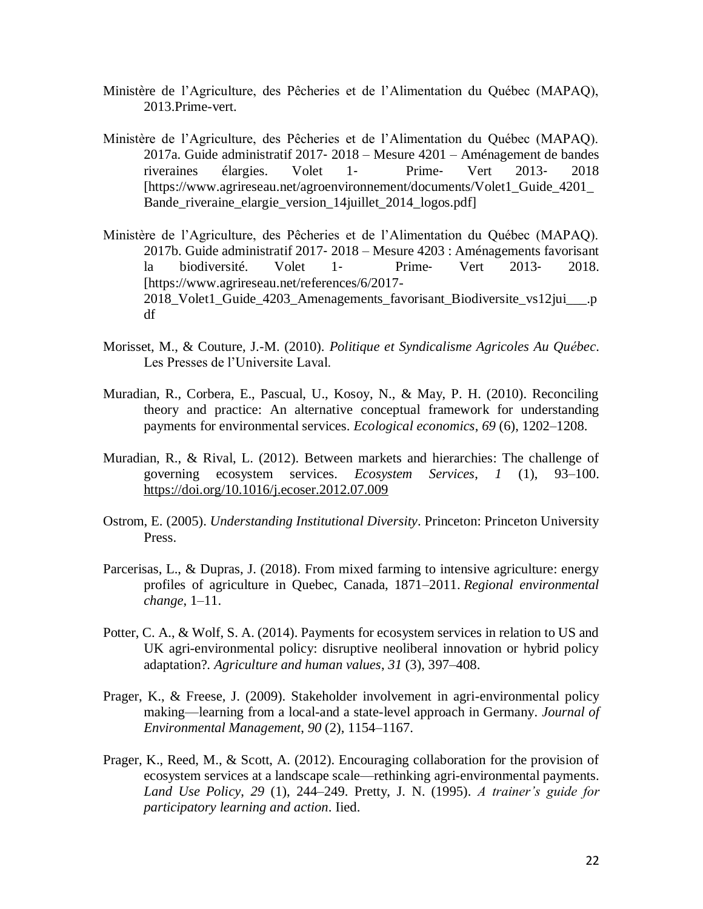Ministère de l'Agriculture, des Pêcheries et de l'Alimentation du Québec (MAPAQ), 2013.Prime-vert.

Ministère de l'Agriculture, des Pêcheries et de l'Alimentation du Québec (MAPAQ). 2017a. Guide administratif 2017- 2018 – Mesure 4201 – Aménagement de bandes riveraines élargies. Volet 1- Prime- Vert 2013- 2018 [https://www.agrireseau.net/agroenvironnement/documents/Volet1_Guide_4201_Bande_riveraine_elargie_version_14juillet_2014_logos.pdf]

Ministère de l'Agriculture, des Pêcheries et de l'Alimentation du Québec (MAPAQ). 2017b. Guide administratif 2017- 2018 – Mesure 4203 : Aménagements favorisant la biodiversité. Volet 1- Prime- Vert 2013- 2018. [https://www.agrireseau.net/references/6/2017-2018_Volet1_Guide_4203_Amenagements_favorisant_Biodiversite_vs12jui___.pdf

Morisset, M., & Couture, J.-M. (2010). *Politique et Syndicalisme Agricoles Au Québec*. Les Presses de l'Universite Laval.

Muradian, R., Corbera, E., Pascual, U., Kosoy, N., & May, P. H. (2010). Reconciling theory and practice: An alternative conceptual framework for understanding payments for environmental services. *Ecological economics*, *69* (6), 1202–1208.

Muradian, R., & Rival, L. (2012). Between markets and hierarchies: The challenge of governing ecosystem services. *Ecosystem Services*, *1* (1), 93–100. https://doi.org/10.1016/j.ecoser.2012.07.009

Ostrom, E. (2005). *Understanding Institutional Diversity*. Princeton: Princeton University Press.

Parcerisas, L., & Dupras, J. (2018). From mixed farming to intensive agriculture: energy profiles of agriculture in Quebec, Canada, 1871–2011. *Regional environmental change*, 1–11.

Potter, C. A., & Wolf, S. A. (2014). Payments for ecosystem services in relation to US and UK agri-environmental policy: disruptive neoliberal innovation or hybrid policy adaptation?. *Agriculture and human values*, *31* (3), 397–408.

Prager, K., & Freese, J. (2009). Stakeholder involvement in agri-environmental policy making—learning from a local-and a state-level approach in Germany. *Journal of Environmental Management*, *90* (2), 1154–1167.

Prager, K., Reed, M., & Scott, A. (2012). Encouraging collaboration for the provision of ecosystem services at a landscape scale—rethinking agri-environmental payments. *Land Use Policy*, *29* (1), 244–249. Pretty, J. N. (1995). *A trainer's guide for participatory learning and action*. Iied.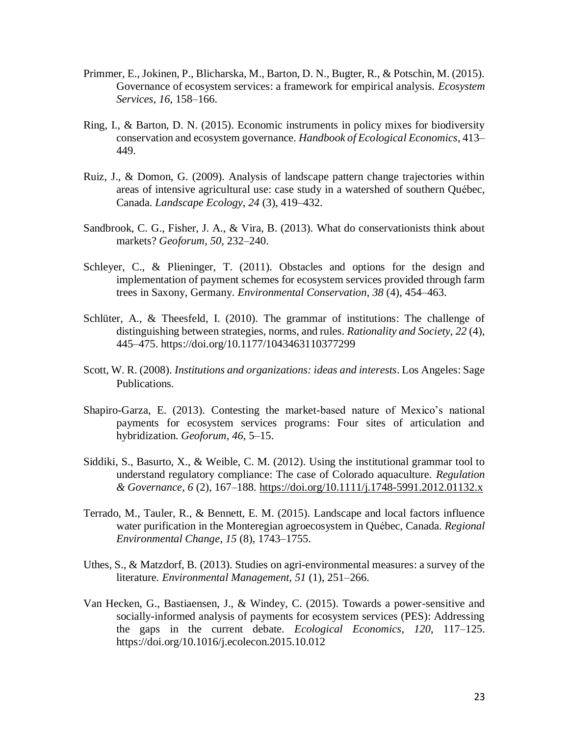Primmer, E., Jokinen, P., Blicharska, M., Barton, D. N., Bugter, R., & Potschin, M. (2015). Governance of ecosystem services: a framework for empirical analysis. *Ecosystem Services*, *16*, 158–166.

Ring, I., & Barton, D. N. (2015). Economic instruments in policy mixes for biodiversity conservation and ecosystem governance. *Handbook of Ecological Economics*, 413–449.

Ruiz, J., & Domon, G. (2009). Analysis of landscape pattern change trajectories within areas of intensive agricultural use: case study in a watershed of southern Québec, Canada. *Landscape Ecology*, *24* (3), 419–432.

Sandbrook, C. G., Fisher, J. A., & Vira, B. (2013). What do conservationists think about markets? *Geoforum*, *50*, 232–240.

Schleyer, C., & Plieninger, T. (2011). Obstacles and options for the design and implementation of payment schemes for ecosystem services provided through farm trees in Saxony, Germany. *Environmental Conservation*, *38* (4), 454–463.

Schlüter, A., & Theesfeld, I. (2010). The grammar of institutions: The challenge of distinguishing between strategies, norms, and rules. *Rationality and Society*, *22* (4), 445–475. https://doi.org/10.1177/1043463110377299

Scott, W. R. (2008). *Institutions and organizations: ideas and interests*. Los Angeles: Sage Publications.

Shapiro-Garza, E. (2013). Contesting the market-based nature of Mexico's national payments for ecosystem services programs: Four sites of articulation and hybridization. *Geoforum*, *46*, 5–15.

Siddiki, S., Basurto, X., & Weible, C. M. (2012). Using the institutional grammar tool to understand regulatory compliance: The case of Colorado aquaculture. *Regulation & Governance*, *6* (2), 167–188. https://doi.org/10.1111/j.1748-5991.2012.01132.x

Terrado, M., Tauler, R., & Bennett, E. M. (2015). Landscape and local factors influence water purification in the Monteregian agroecosystem in Québec, Canada. *Regional Environmental Change*, *15* (8), 1743–1755.

Uthes, S., & Matzdorf, B. (2013). Studies on agri-environmental measures: a survey of the literature. *Environmental Management*, *51* (1), 251–266.

Van Hecken, G., Bastiaensen, J., & Windey, C. (2015). Towards a power-sensitive and socially-informed analysis of payments for ecosystem services (PES): Addressing the gaps in the current debate. *Ecological Economics*, *120*, 117–125. https://doi.org/10.1016/j.ecolecon.2015.10.012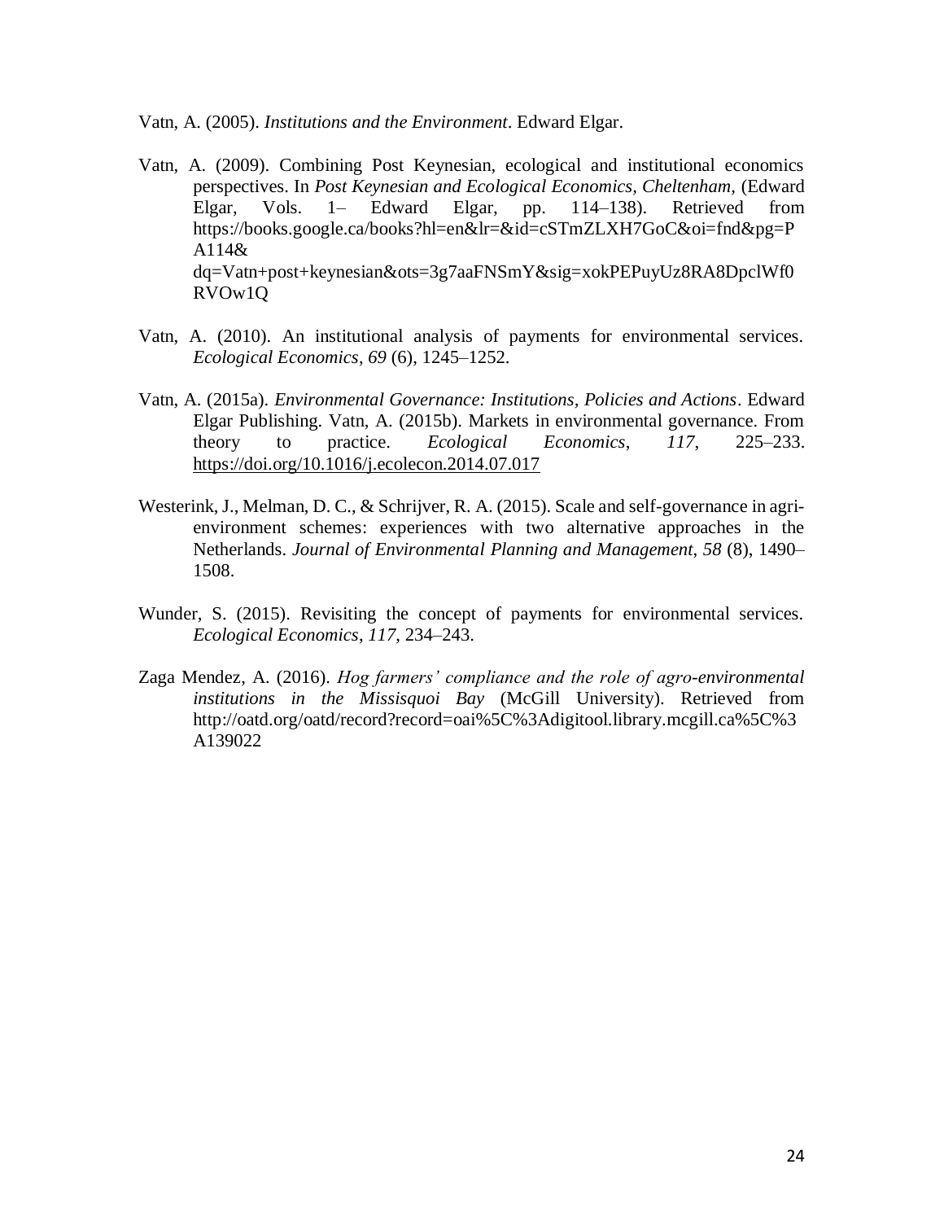Vatn, A. (2005). *Institutions and the Environment*. Edward Elgar.

Vatn, A. (2009). Combining Post Keynesian, ecological and institutional economics perspectives. In *Post Keynesian and Ecological Economics, Cheltenham*, (Edward Elgar, Vols. 1– Edward Elgar, pp. 114–138). Retrieved from https://books.google.ca/books?hl=en&lr=&id=cSTmZLXH7GoC&oi=fnd&pg=PA114&dq=Vatn+post+keynesian&ots=3g7aaFNSmY&sig=xokPEPuyUz8RA8DpclWf0RVOw1Q

Vatn, A. (2010). An institutional analysis of payments for environmental services. *Ecological Economics*, *69* (6), 1245–1252.

Vatn, A. (2015a). *Environmental Governance: Institutions, Policies and Actions*. Edward Elgar Publishing. Vatn, A. (2015b). Markets in environmental governance. From theory to practice. *Ecological Economics*, *117*, 225–233. https://doi.org/10.1016/j.ecolecon.2014.07.017

Westerink, J., Melman, D. C., & Schrijver, R. A. (2015). Scale and self-governance in agri-environment schemes: experiences with two alternative approaches in the Netherlands. *Journal of Environmental Planning and Management*, *58* (8), 1490–1508.

Wunder, S. (2015). Revisiting the concept of payments for environmental services. *Ecological Economics*, *117*, 234–243.

Zaga Mendez, A. (2016). *Hog farmers' compliance and the role of agro-environmental institutions in the Missisquoi Bay* (McGill University). Retrieved from http://oatd.org/oatd/record?record=oai%5C%3Adigitool.library.mcgill.ca%5C%3A139022